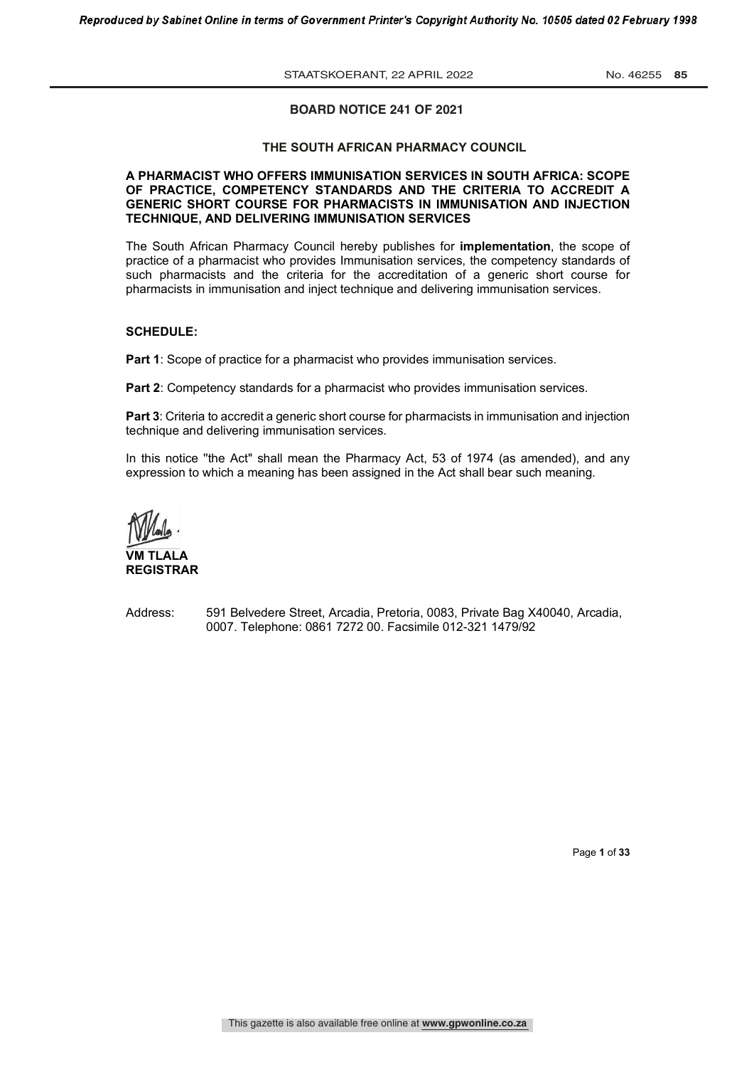## BOARD NOTICE 241 OF 2021

### THE SOUTH AFRICAN PHARMACY COUNCIL

**A PHARMACIST WHO OFFERS IMMUNISATION SERVICES IN SOUTH AFRICA: SCOPE OF PRACTICE, COMPETENCY STANDARDS AND THE CRITERIA TO ACCREDIT A GENERIC SHORT COURSE FOR PHARMACISTS IN IMMUNISATION AND INJECTION TECHNIQUE, AND DELIVERING IMMUNISATION SERVICES**

The South African Pharmacy Council hereby publishes for **implementation**, the scope of practice of a pharmacist who provides Immunisation services, the competency standards of such pharmacists and the criteria for the accreditation of a generic short course for pharmacists in immunisation and inject technique and delivering immunisation services.

**SCHEDULE:**

**Part 1**: Scope of practice for a pharmacist who provides immunisation services.

**Part 2**: Competency standards for a pharmacist who provides immunisation services.

**Part 3**: Criteria to accredit a generic short course for pharmacists in immunisation and injection technique and delivering immunisation services.

In this notice "the Act" shall mean the Pharmacy Act, 53 of 1974 (as amended), and any expression to which a meaning has been assigned in the Act shall bear such meaning.

**VM TLALA**
**REGISTRAR**

Address: 591 Belvedere Street, Arcadia, Pretoria, 0083, Private Bag X40040, Arcadia, 0007. Telephone: 0861 7272 00. Facsimile 012-321 1479/92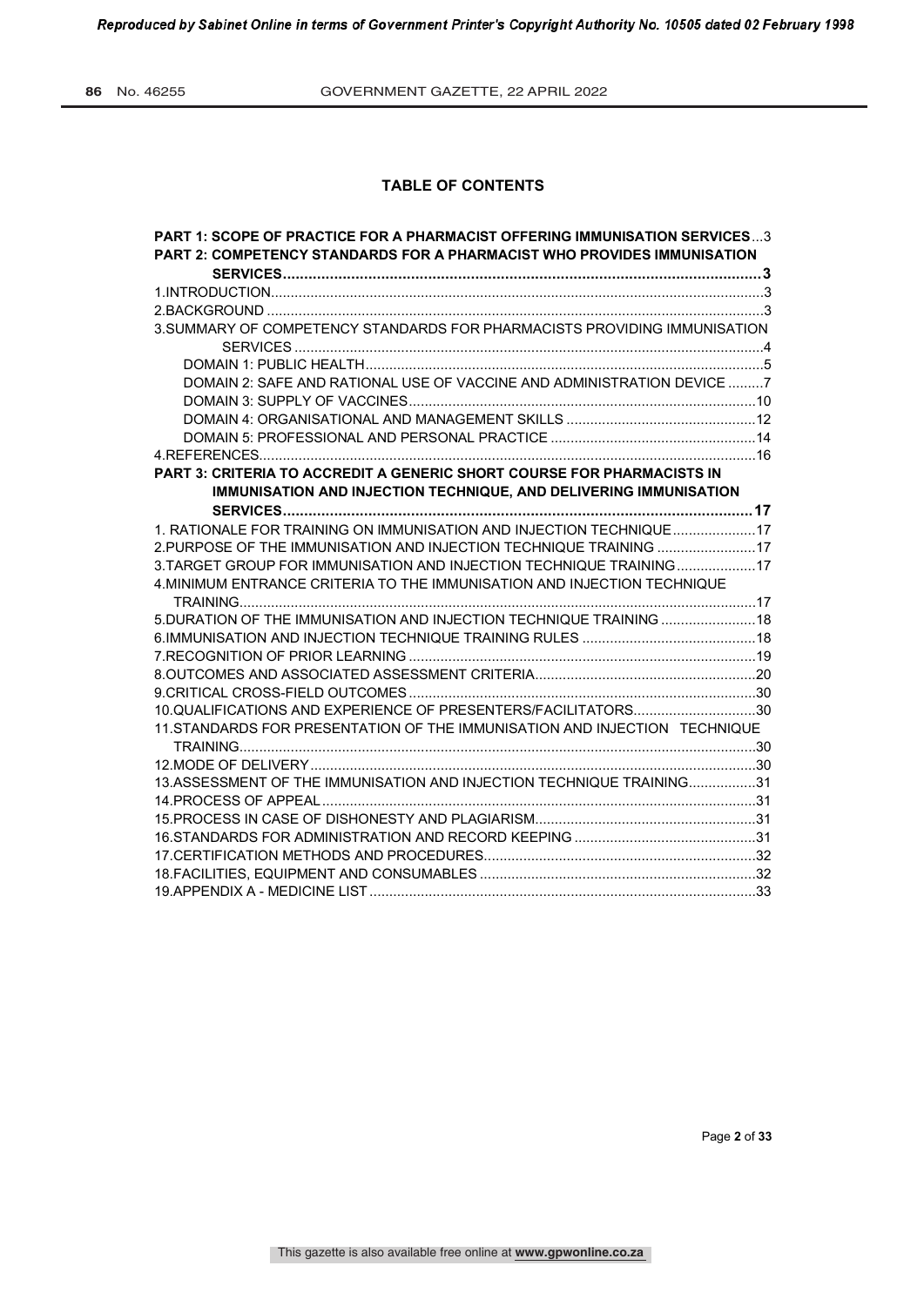## TABLE OF CONTENTS

**PART 1: SCOPE OF PRACTICE FOR A PHARMACIST OFFERING IMMUNISATION SERVICES** ...3

**PART 2: COMPETENCY STANDARDS FOR A PHARMACIST WHO PROVIDES IMMUNISATION SERVICES** ...3

1. INTRODUCTION ...3
2. BACKGROUND ...3
3. SUMMARY OF COMPETENCY STANDARDS FOR PHARMACISTS PROVIDING IMMUNISATION SERVICES ...4
   - DOMAIN 1: PUBLIC HEALTH ...5
   - DOMAIN 2: SAFE AND RATIONAL USE OF VACCINE AND ADMINISTRATION DEVICE ...7
   - DOMAIN 3: SUPPLY OF VACCINES ...10
   - DOMAIN 4: ORGANISATIONAL AND MANAGEMENT SKILLS ...12
   - DOMAIN 5: PROFESSIONAL AND PERSONAL PRACTICE ...14
4. REFERENCES ...16

**PART 3: CRITERIA TO ACCREDIT A GENERIC SHORT COURSE FOR PHARMACISTS IN IMMUNISATION AND INJECTION TECHNIQUE, AND DELIVERING IMMUNISATION SERVICES** ...17

1. RATIONALE FOR TRAINING ON IMMUNISATION AND INJECTION TECHNIQUE ...17
2. PURPOSE OF THE IMMUNISATION AND INJECTION TECHNIQUE TRAINING ...17
3. TARGET GROUP FOR IMMUNISATION AND INJECTION TECHNIQUE TRAINING ...17
4. MINIMUM ENTRANCE CRITERIA TO THE IMMUNISATION AND INJECTION TECHNIQUE TRAINING ...17
5. DURATION OF THE IMMUNISATION AND INJECTION TECHNIQUE TRAINING ...18
6. IMMUNISATION AND INJECTION TECHNIQUE TRAINING RULES ...18
7. RECOGNITION OF PRIOR LEARNING ...19
8. OUTCOMES AND ASSOCIATED ASSESSMENT CRITERIA ...20
9. CRITICAL CROSS-FIELD OUTCOMES ...30
10. QUALIFICATIONS AND EXPERIENCE OF PRESENTERS/FACILITATORS ...30
11. STANDARDS FOR PRESENTATION OF THE IMMUNISATION AND INJECTION TECHNIQUE TRAINING ...30
12. MODE OF DELIVERY ...30
13. ASSESSMENT OF THE IMMUNISATION AND INJECTION TECHNIQUE TRAINING ...31
14. PROCESS OF APPEAL ...31
15. PROCESS IN CASE OF DISHONESTY AND PLAGIARISM ...31
16. STANDARDS FOR ADMINISTRATION AND RECORD KEEPING ...31
17. CERTIFICATION METHODS AND PROCEDURES ...32
18. FACILITIES, EQUIPMENT AND CONSUMABLES ...32
19. APPENDIX A - MEDICINE LIST ...33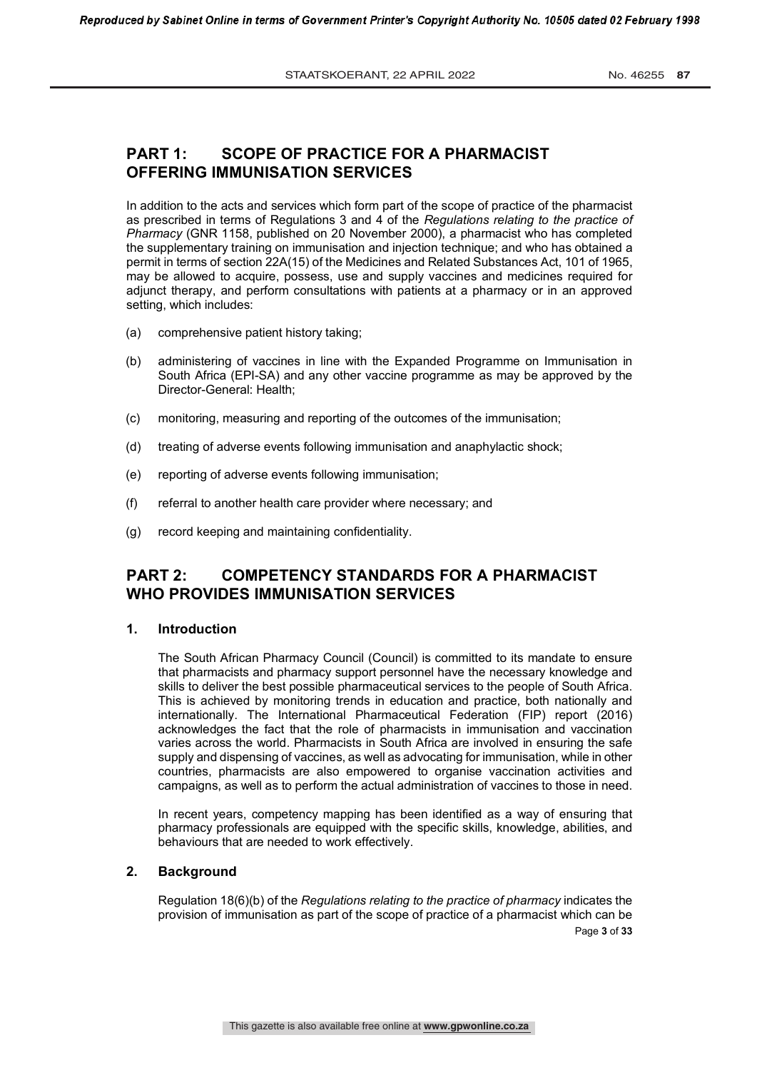## PART 1: SCOPE OF PRACTICE FOR A PHARMACIST OFFERING IMMUNISATION SERVICES

In addition to the acts and services which form part of the scope of practice of the pharmacist as prescribed in terms of Regulations 3 and 4 of the *Regulations relating to the practice of Pharmacy* (GNR 1158, published on 20 November 2000), a pharmacist who has completed the supplementary training on immunisation and injection technique; and who has obtained a permit in terms of section 22A(15) of the Medicines and Related Substances Act, 101 of 1965, may be allowed to acquire, possess, use and supply vaccines and medicines required for adjunct therapy, and perform consultations with patients at a pharmacy or in an approved setting, which includes:

(a) comprehensive patient history taking;

(b) administering of vaccines in line with the Expanded Programme on Immunisation in South Africa (EPI-SA) and any other vaccine programme as may be approved by the Director-General: Health;

(c) monitoring, measuring and reporting of the outcomes of the immunisation;

(d) treating of adverse events following immunisation and anaphylactic shock;

(e) reporting of adverse events following immunisation;

(f) referral to another health care provider where necessary; and

(g) record keeping and maintaining confidentiality.

## PART 2: COMPETENCY STANDARDS FOR A PHARMACIST WHO PROVIDES IMMUNISATION SERVICES

### 1. Introduction

The South African Pharmacy Council (Council) is committed to its mandate to ensure that pharmacists and pharmacy support personnel have the necessary knowledge and skills to deliver the best possible pharmaceutical services to the people of South Africa. This is achieved by monitoring trends in education and practice, both nationally and internationally. The International Pharmaceutical Federation (FIP) report (2016) acknowledges the fact that the role of pharmacists in immunisation and vaccination varies across the world. Pharmacists in South Africa are involved in ensuring the safe supply and dispensing of vaccines, as well as advocating for immunisation, while in other countries, pharmacists are also empowered to organise vaccination activities and campaigns, as well as to perform the actual administration of vaccines to those in need.

In recent years, competency mapping has been identified as a way of ensuring that pharmacy professionals are equipped with the specific skills, knowledge, abilities, and behaviours that are needed to work effectively.

### 2. Background

Regulation 18(6)(b) of the *Regulations relating to the practice of pharmacy* indicates the provision of immunisation as part of the scope of practice of a pharmacist which can be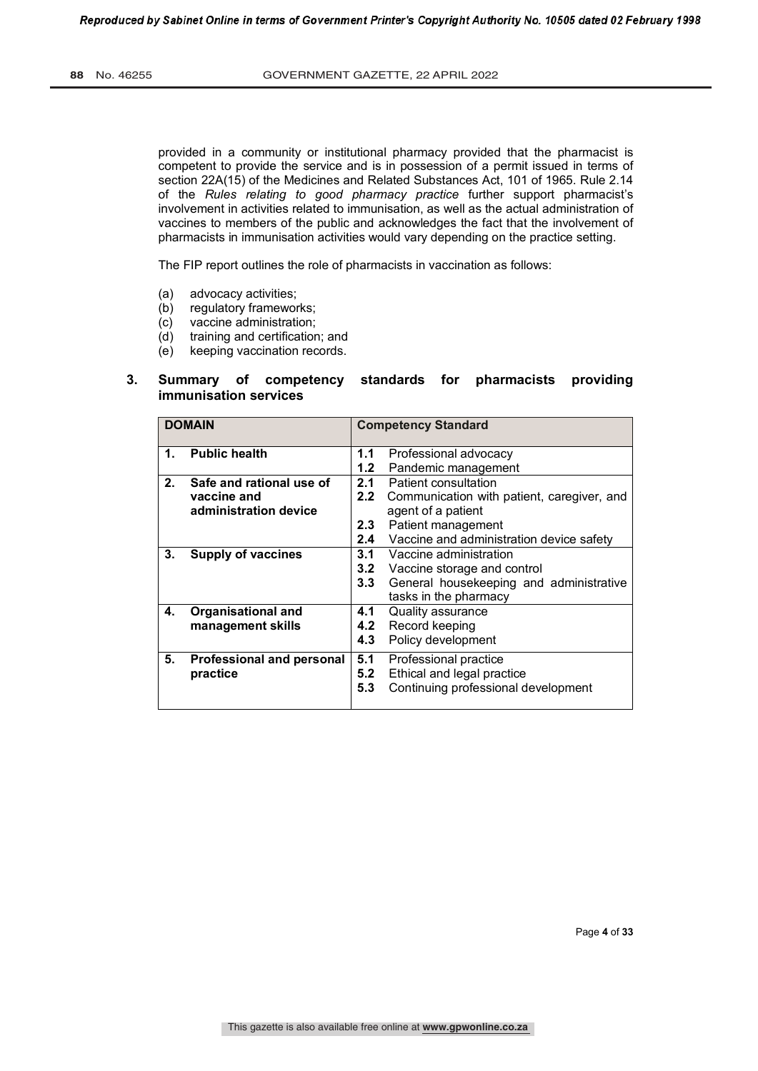provided in a community or institutional pharmacy provided that the pharmacist is competent to provide the service and is in possession of a permit issued in terms of section 22A(15) of the Medicines and Related Substances Act, 101 of 1965. Rule 2.14 of the *Rules relating to good pharmacy practice* further support pharmacist's involvement in activities related to immunisation, as well as the actual administration of vaccines to members of the public and acknowledges the fact that the involvement of pharmacists in immunisation activities would vary depending on the practice setting.

The FIP report outlines the role of pharmacists in vaccination as follows:

(a) advocacy activities;
(b) regulatory frameworks;
(c) vaccine administration;
(d) training and certification; and
(e) keeping vaccination records.

## 3. Summary of competency standards for pharmacists providing immunisation services

| DOMAIN | Competency Standard |
|---|---|
| **1. Public health** | **1.1** Professional advocacy<br>**1.2** Pandemic management |
| **2. Safe and rational use of vaccine and administration device** | **2.1** Patient consultation<br>**2.2** Communication with patient, caregiver, and agent of a patient<br>**2.3** Patient management<br>**2.4** Vaccine and administration device safety |
| **3. Supply of vaccines** | **3.1** Vaccine administration<br>**3.2** Vaccine storage and control<br>**3.3** General housekeeping and administrative tasks in the pharmacy |
| **4. Organisational and management skills** | **4.1** Quality assurance<br>**4.2** Record keeping<br>**4.3** Policy development |
| **5. Professional and personal practice** | **5.1** Professional practice<br>**5.2** Ethical and legal practice<br>**5.3** Continuing professional development |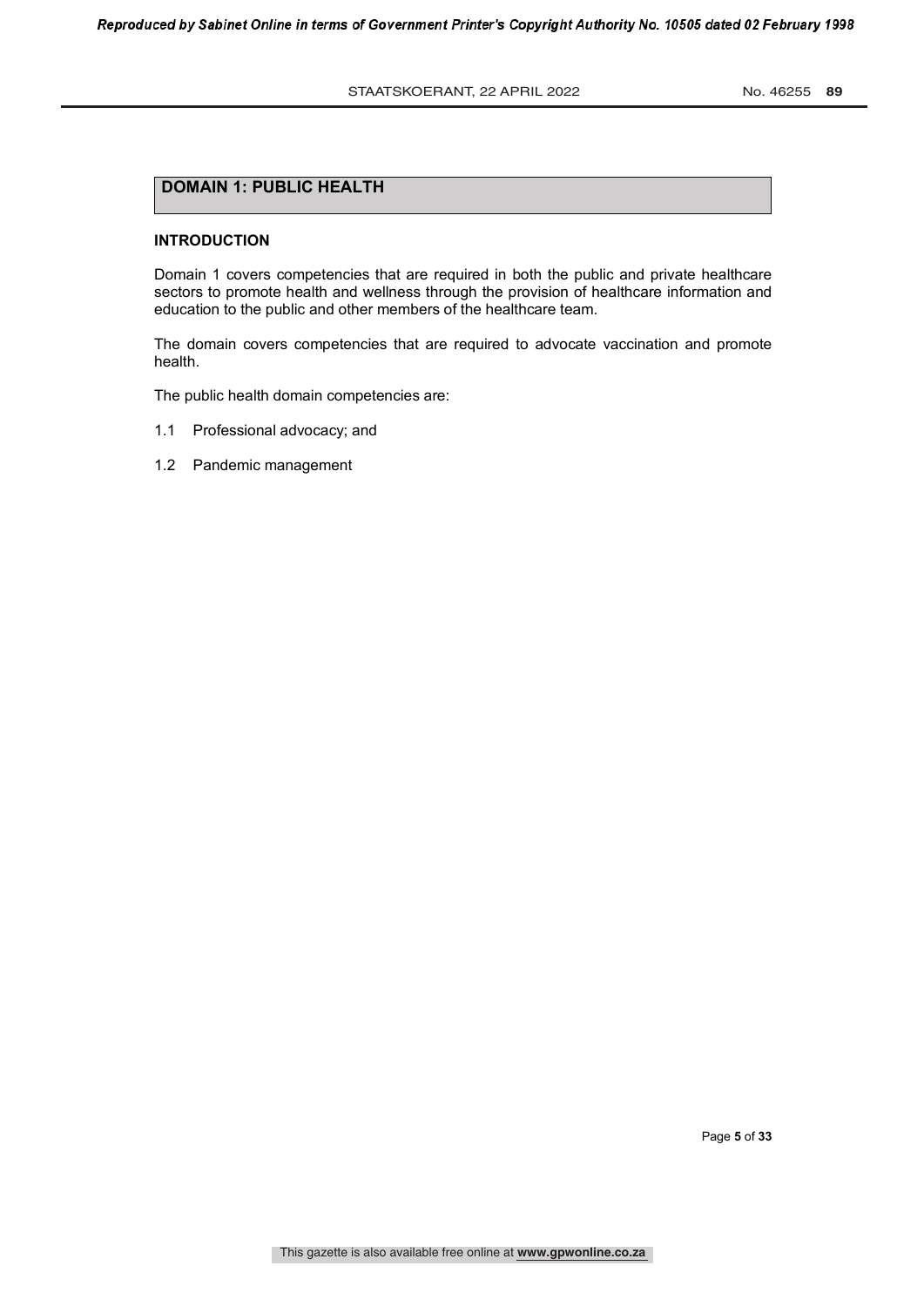## DOMAIN 1: PUBLIC HEALTH

### INTRODUCTION

Domain 1 covers competencies that are required in both the public and private healthcare sectors to promote health and wellness through the provision of healthcare information and education to the public and other members of the healthcare team.

The domain covers competencies that are required to advocate vaccination and promote health.

The public health domain competencies are:

1.1 Professional advocacy; and

1.2 Pandemic management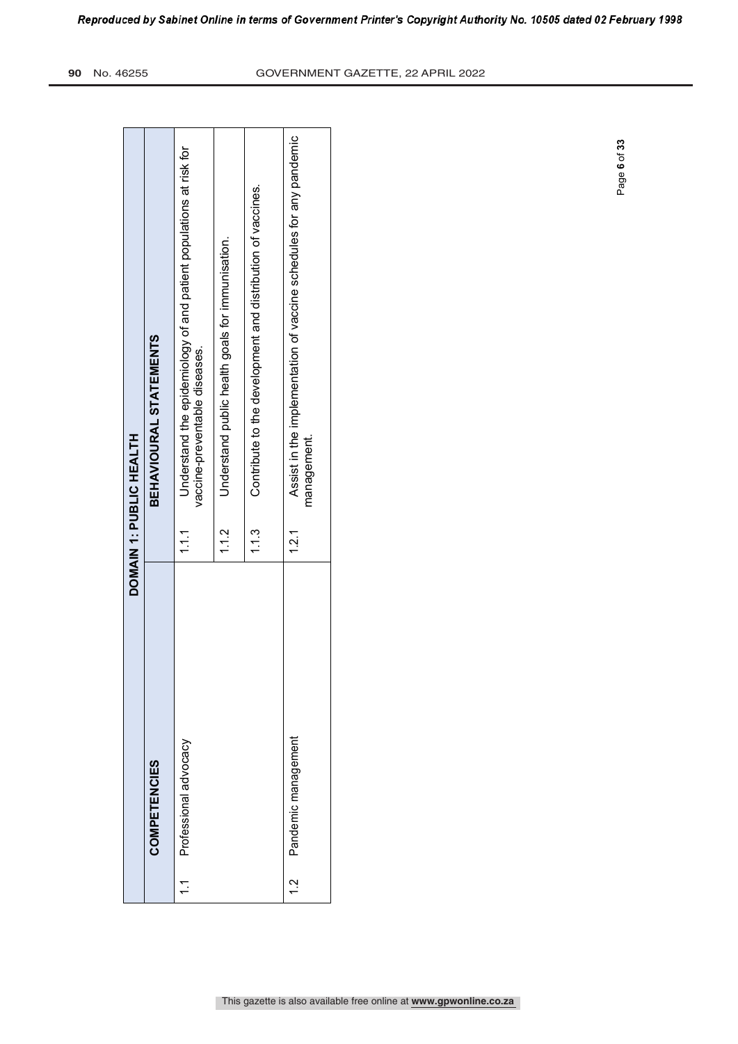| DOMAIN 1: PUBLIC HEALTH | | | |
|---|---|---|---|
| **COMPETENCIES** | | **BEHAVIOURAL STATEMENTS** | |
| 1.1 | Professional advocacy | 1.1.1 | Understand the epidemiology of and patient populations at risk for vaccine-preventable diseases. |
| | | 1.1.2 | Understand public health goals for immunisation. |
| | | 1.1.3 | Contribute to the development and distribution of vaccines. |
| 1.2 | Pandemic management | 1.2.1 | Assist in the implementation of vaccine schedules for any pandemic management. |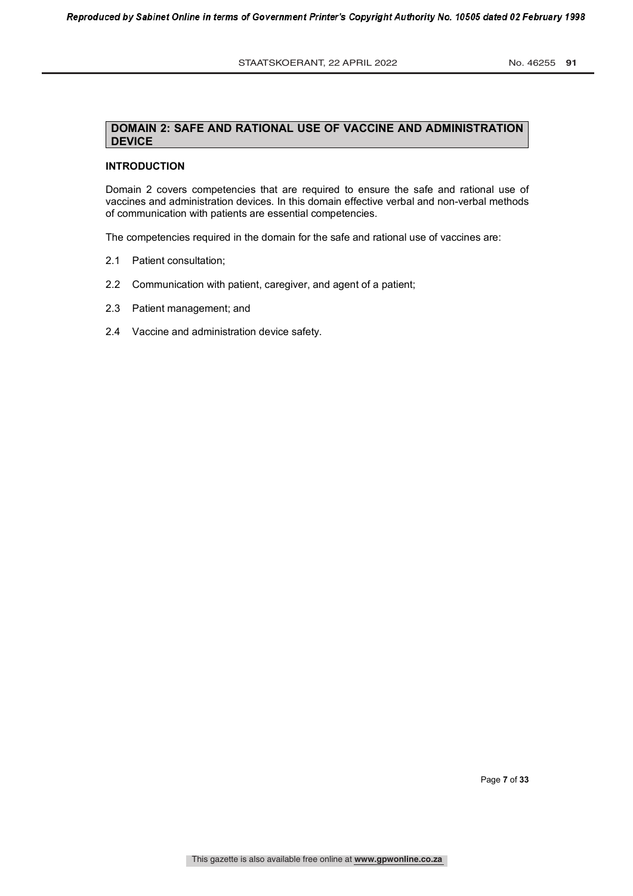## DOMAIN 2: SAFE AND RATIONAL USE OF VACCINE AND ADMINISTRATION DEVICE

### INTRODUCTION

Domain 2 covers competencies that are required to ensure the safe and rational use of vaccines and administration devices. In this domain effective verbal and non-verbal methods of communication with patients are essential competencies.

The competencies required in the domain for the safe and rational use of vaccines are:

2.1 Patient consultation;

2.2 Communication with patient, caregiver, and agent of a patient;

2.3 Patient management; and

2.4 Vaccine and administration device safety.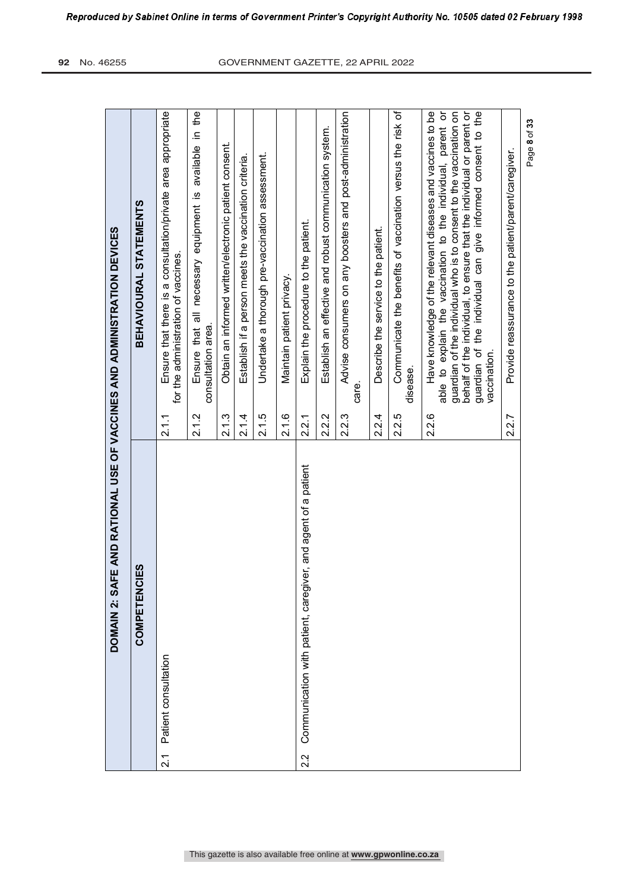| DOMAIN 2: SAFE AND RATIONAL USE OF VACCINES AND ADMINISTRATION DEVICES | | |
|---|---|---|
| **COMPETENCIES** | **BEHAVIOURAL STATEMENTS** | |
| 2.1 Patient consultation | 2.1.1 | Ensure that there is a consultation/private area appropriate for the administration of vaccines. |
| | 2.1.2 | Ensure that all necessary equipment is available in the consultation area. |
| | 2.1.3 | Obtain an informed written/electronic patient consent. |
| | 2.1.4 | Establish if a person meets the vaccination criteria. |
| | 2.1.5 | Undertake a thorough pre-vaccination assessment. |
| | 2.1.6 | Maintain patient privacy. |
| 2.2 Communication with patient, caregiver, and agent of a patient | 2.2.1 | Explain the procedure to the patient. |
| | 2.2.2 | Establish an effective and robust communication system. |
| | 2.2.3 | Advise consumers on any boosters and post-administration care. |
| | 2.2.4 | Describe the service to the patient. |
| | 2.2.5 | Communicate the benefits of vaccination versus the risk of disease. |
| | 2.2.6 | Have knowledge of the relevant diseases and vaccines to be able to explain the vaccination to the individual, parent or guardian of the individual who is to consent to the vaccination on behalf of the individual, to ensure that the individual or parent or guardian of the individual can give informed consent to the vaccination. |
| | 2.2.7 | Provide reassurance to the patient/parent/caregiver. |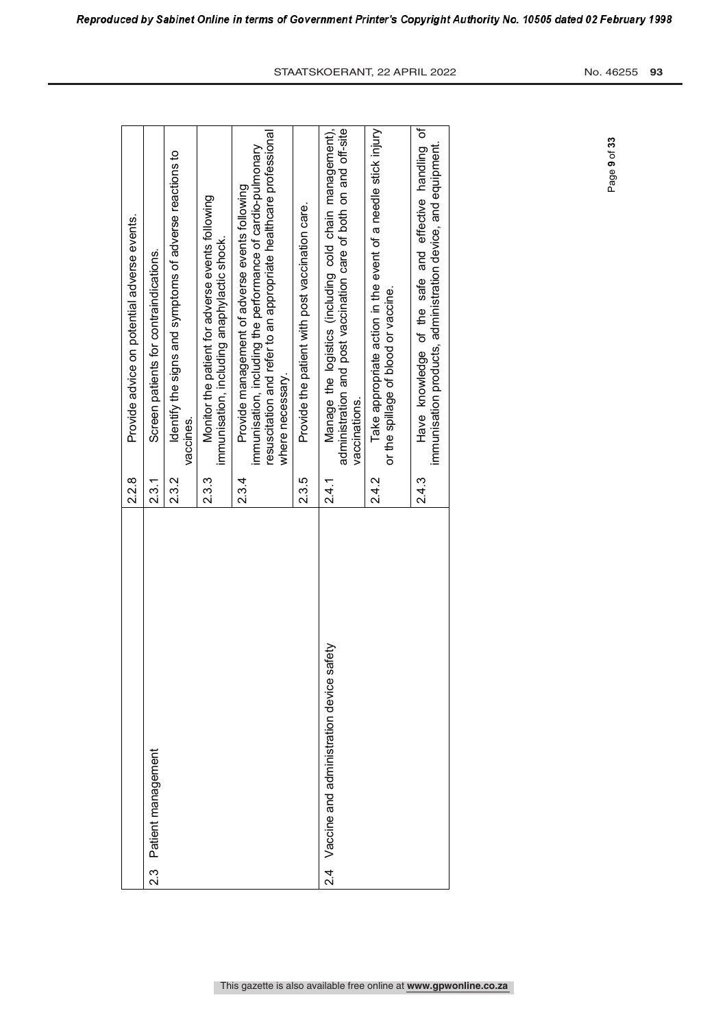| | | |
|---|---|---|
| | 2.2.8 | Provide advice on potential adverse events. |
| 2.3 Patient management | 2.3.1 | Screen patients for contraindications. |
| | 2.3.2 | Identify the signs and symptoms of adverse reactions to vaccines. |
| | 2.3.3 | Monitor the patient for adverse events following immunisation, including anaphylactic shock. |
| | 2.3.4 | Provide management of adverse events following immunisation, including the performance of cardio-pulmonary resuscitation and refer to an appropriate healthcare professional where necessary. |
| | 2.3.5 | Provide the patient with post vaccination care. |
| 2.4 Vaccine and administration device safety | 2.4.1 | Manage the logistics (including cold chain management), administration and post vaccination care of both on and off-site vaccinations. |
| | 2.4.2 | Take appropriate action in the event of a needle stick injury or the spillage of blood or vaccine. |
| | 2.4.3 | Have knowledge of the safe and effective handling of immunisation products, administration device, and equipment. |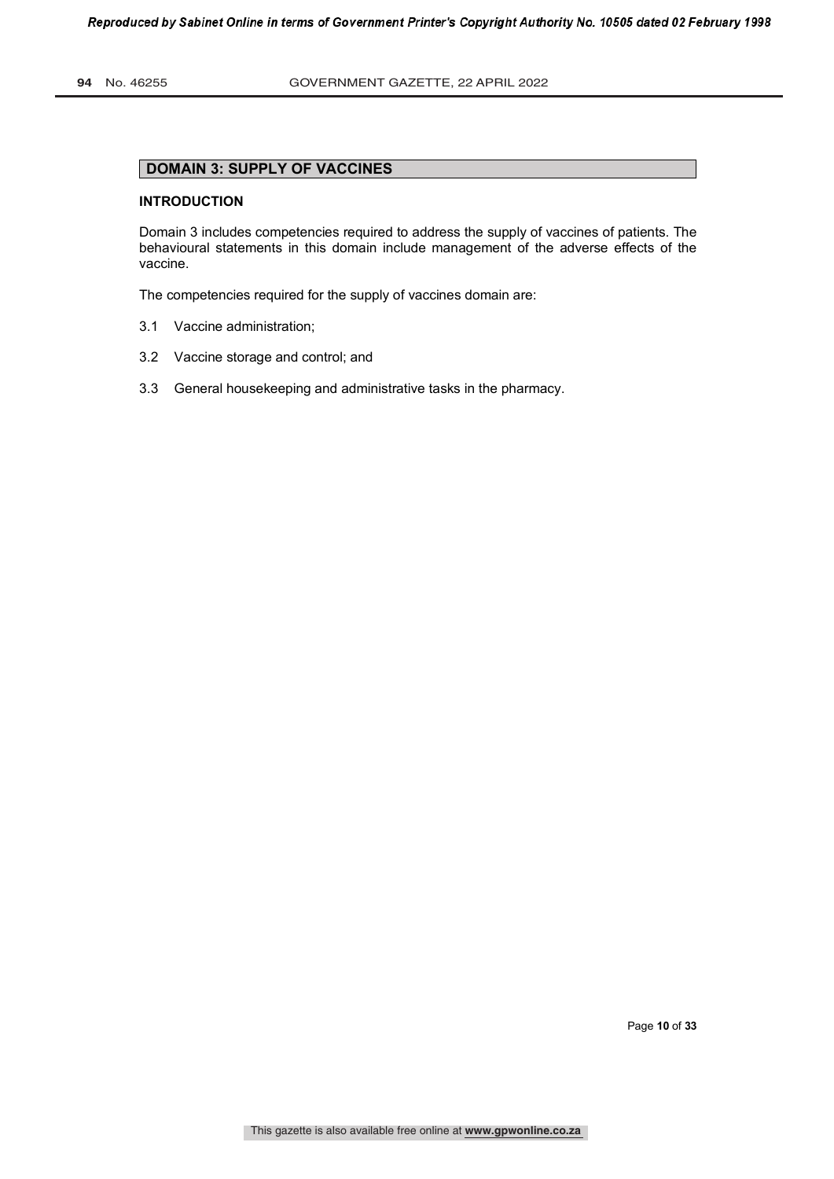## DOMAIN 3: SUPPLY OF VACCINES

**INTRODUCTION**

Domain 3 includes competencies required to address the supply of vaccines of patients. The behavioural statements in this domain include management of the adverse effects of the vaccine.

The competencies required for the supply of vaccines domain are:

3.1 Vaccine administration;

3.2 Vaccine storage and control; and

3.3 General housekeeping and administrative tasks in the pharmacy.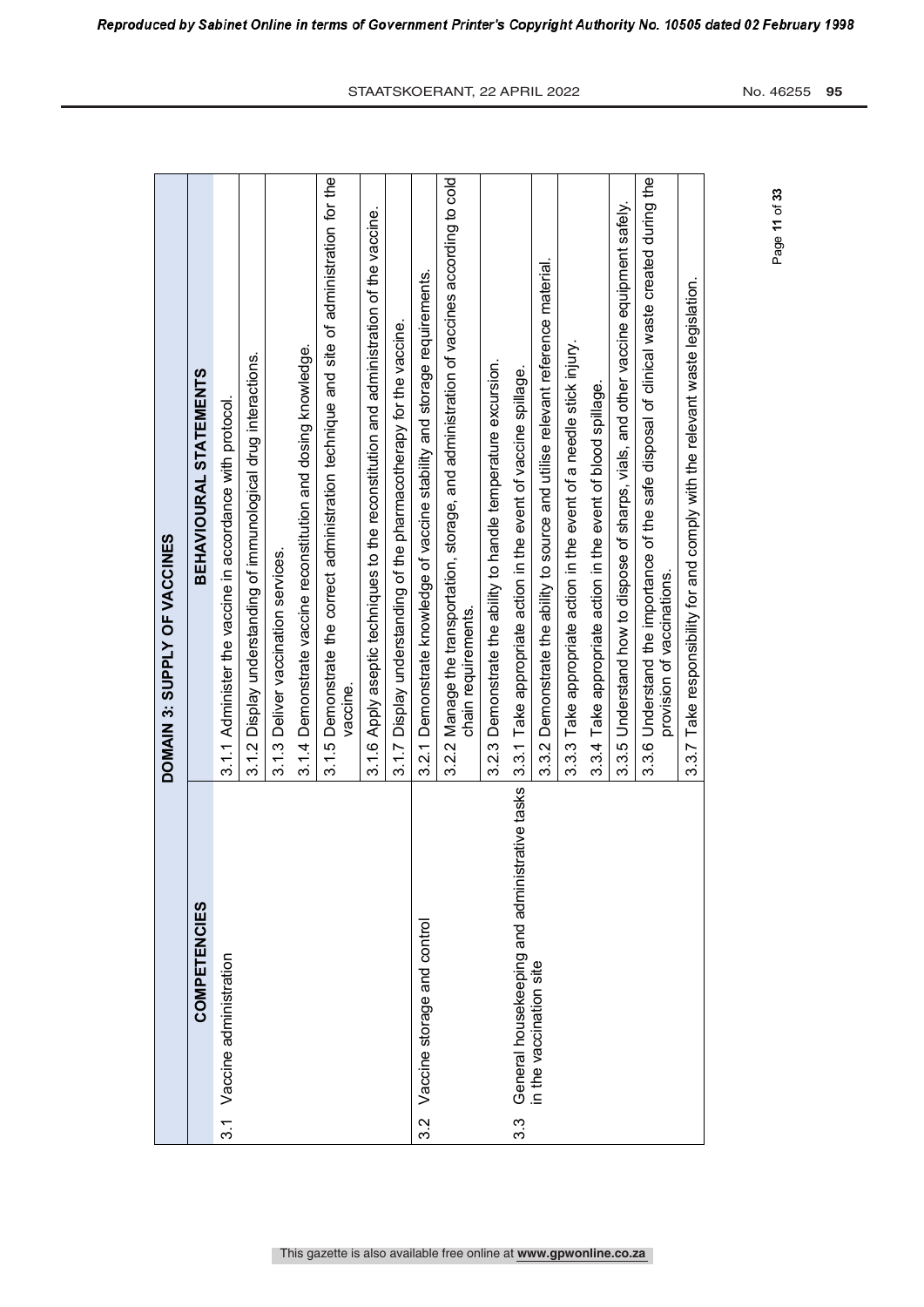| DOMAIN 3: SUPPLY OF VACCINES | |
|---|---|
| **COMPETENCIES** | **BEHAVIOURAL STATEMENTS** |
| 3.1 Vaccine administration | 3.1.1 Administer the vaccine in accordance with protocol. |
| | 3.1.2 Display understanding of immunological drug interactions. |
| | 3.1.3 Deliver vaccination services. |
| | 3.1.4 Demonstrate vaccine reconstitution and dosing knowledge. |
| | 3.1.5 Demonstrate the correct administration technique and site of administration for the vaccine. |
| | 3.1.6 Apply aseptic techniques to the reconstitution and administration of the vaccine. |
| | 3.1.7 Display understanding of the pharmacotherapy for the vaccine. |
| 3.2 Vaccine storage and control | 3.2.1 Demonstrate knowledge of vaccine stability and storage requirements. |
| | 3.2.2 Manage the transportation, storage, and administration of vaccines according to cold chain requirements. |
| | 3.2.3 Demonstrate the ability to handle temperature excursion. |
| 3.3 General housekeeping and administrative tasks in the vaccination site | 3.3.1 Take appropriate action in the event of vaccine spillage. |
| | 3.3.2 Demonstrate the ability to source and utilise relevant reference material. |
| | 3.3.3 Take appropriate action in the event of a needle stick injury. |
| | 3.3.4 Take appropriate action in the event of blood spillage. |
| | 3.3.5 Understand how to dispose of sharps, vials, and other vaccine equipment safely. |
| | 3.3.6 Understand the importance of the safe disposal of clinical waste created during the provision of vaccinations. |
| | 3.3.7 Take responsibility for and comply with the relevant waste legislation. |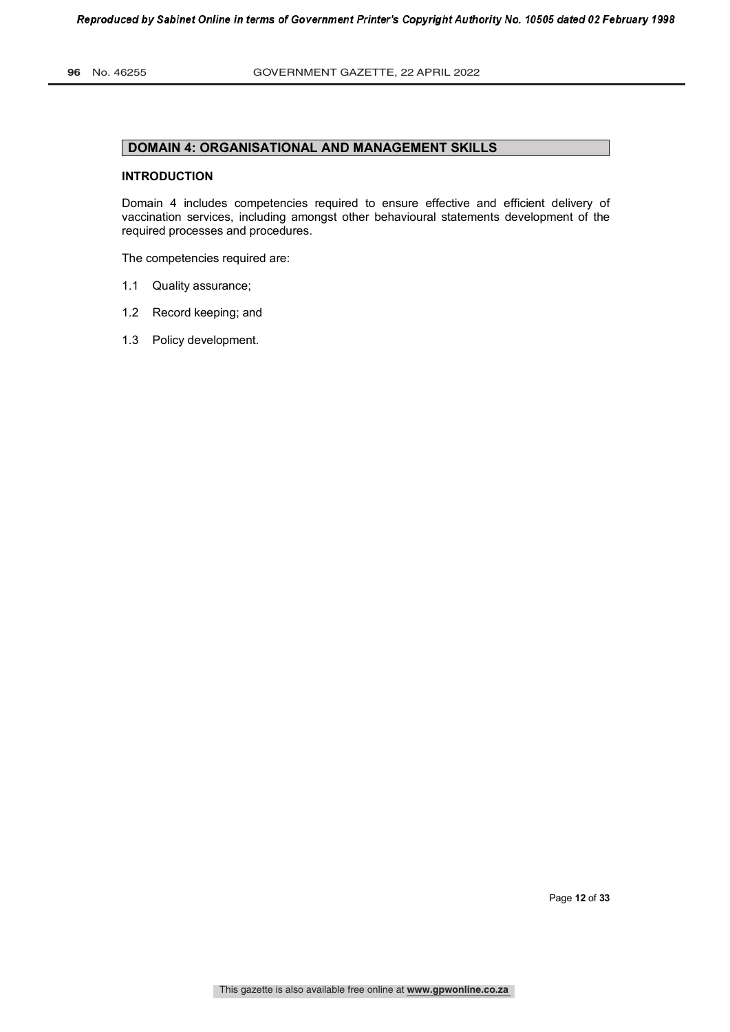## DOMAIN 4: ORGANISATIONAL AND MANAGEMENT SKILLS

### INTRODUCTION

Domain 4 includes competencies required to ensure effective and efficient delivery of vaccination services, including amongst other behavioural statements development of the required processes and procedures.

The competencies required are:

1.1 Quality assurance;

1.2 Record keeping; and

1.3 Policy development.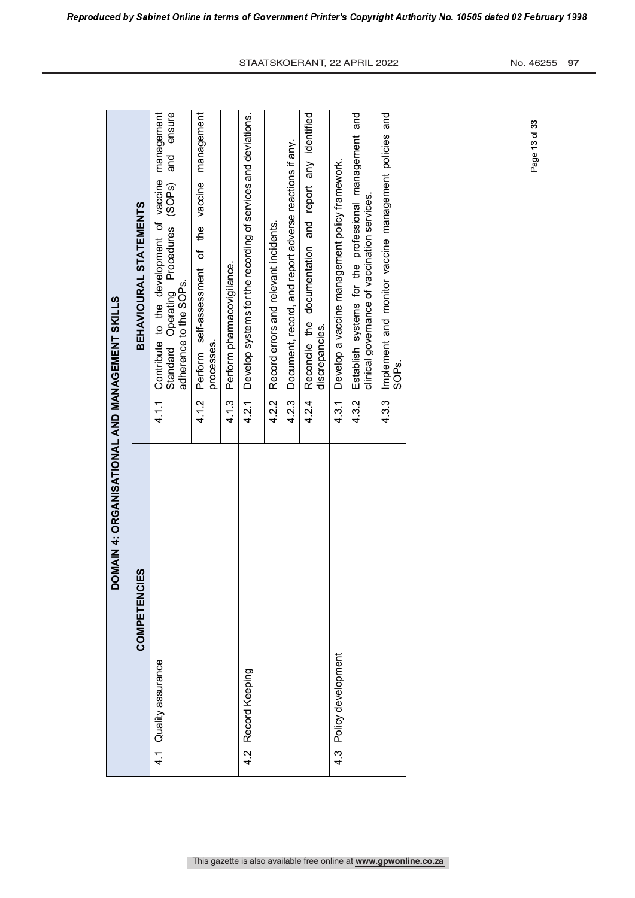| DOMAIN 4: ORGANISATIONAL AND MANAGEMENT SKILLS | |
|---|---|
| **COMPETENCIES** | **BEHAVIOURAL STATEMENTS** |
| 4.1 Quality assurance | 4.1.1 Contribute to the development of vaccine management Standard Operating Procedures (SOPs) and ensure adherence to the SOPs. |
| | 4.1.2 Perform self-assessment of the vaccine management processes. |
| | 4.1.3 Perform pharmacovigilance. |
| 4.2 Record Keeping | 4.2.1 Develop systems for the recording of services and deviations. |
| | 4.2.2 Record errors and relevant incidents. |
| | 4.2.3 Document, record, and report adverse reactions if any. |
| | 4.2.4 Reconcile the documentation and report any identified discrepancies. |
| 4.3 Policy development | 4.3.1 Develop a vaccine management policy framework. |
| | 4.3.2 Establish systems for the professional management and clinical governance of vaccination services. |
| | 4.3.3 Implement and monitor vaccine management policies and SOPs. |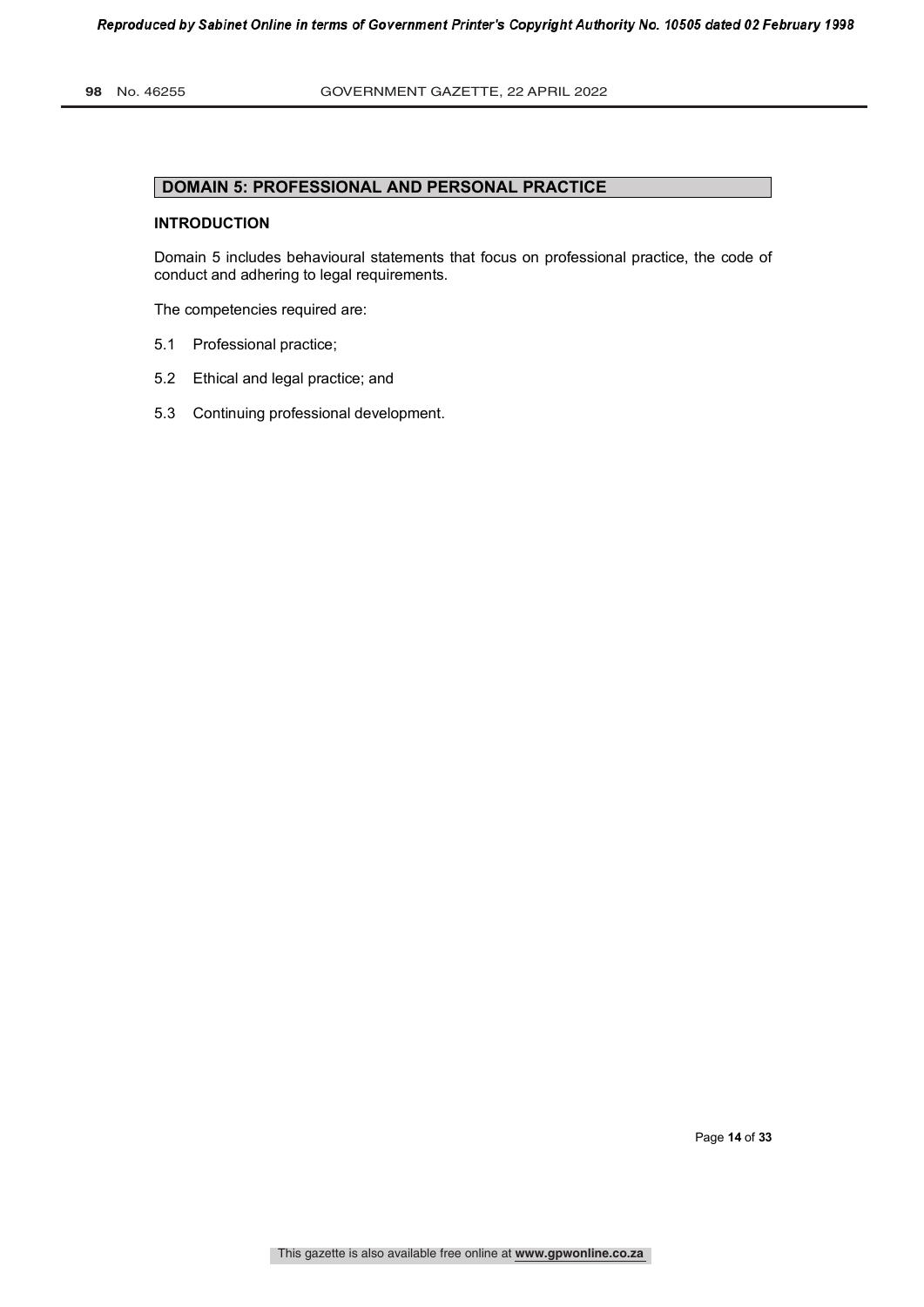## DOMAIN 5: PROFESSIONAL AND PERSONAL PRACTICE

### INTRODUCTION

Domain 5 includes behavioural statements that focus on professional practice, the code of conduct and adhering to legal requirements.

The competencies required are:

5.1 Professional practice;

5.2 Ethical and legal practice; and

5.3 Continuing professional development.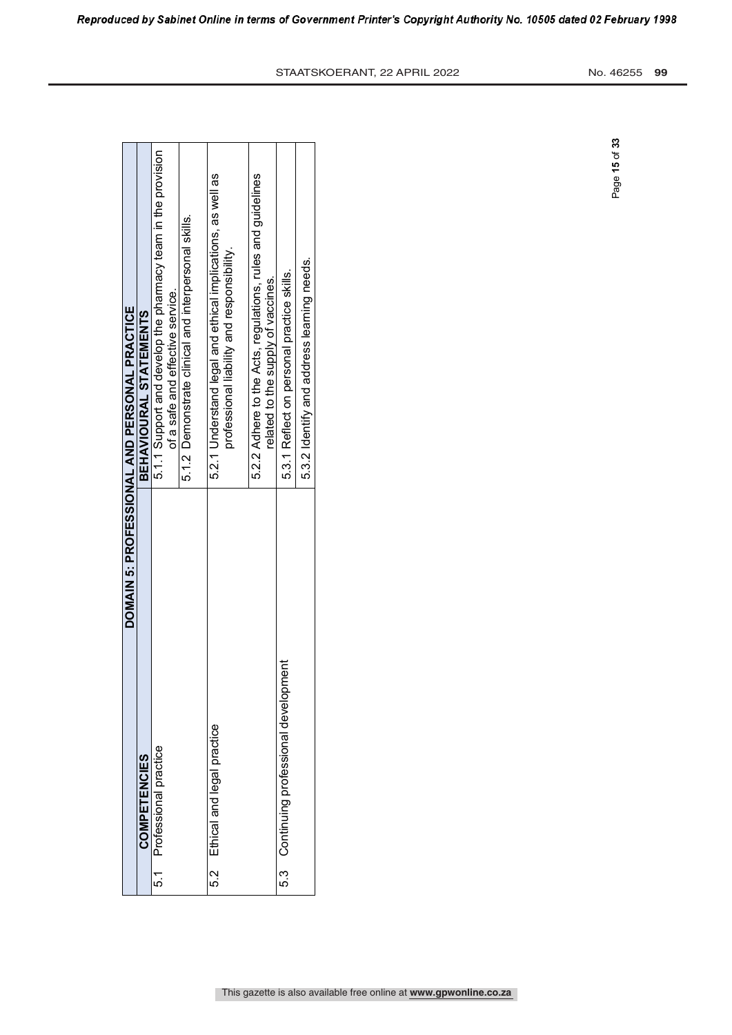| DOMAIN 5: PROFESSIONAL AND PERSONAL PRACTICE | |
|---|---|
| **COMPETENCIES** | **BEHAVIOURAL STATEMENTS** |
| 5.1 Professional practice | 5.1.1 Support and develop the pharmacy team in the provision of a safe and effective service. |
| | 5.1.2 Demonstrate clinical and interpersonal skills. |
| 5.2 Ethical and legal practice | 5.2.1 Understand legal and ethical implications, as well as professional liability and responsibility. |
| | 5.2.2 Adhere to the Acts, regulations, rules and guidelines related to the supply of vaccines. |
| 5.3 Continuing professional development | 5.3.1 Reflect on personal practice skills. |
| | 5.3.2 Identify and address learning needs. |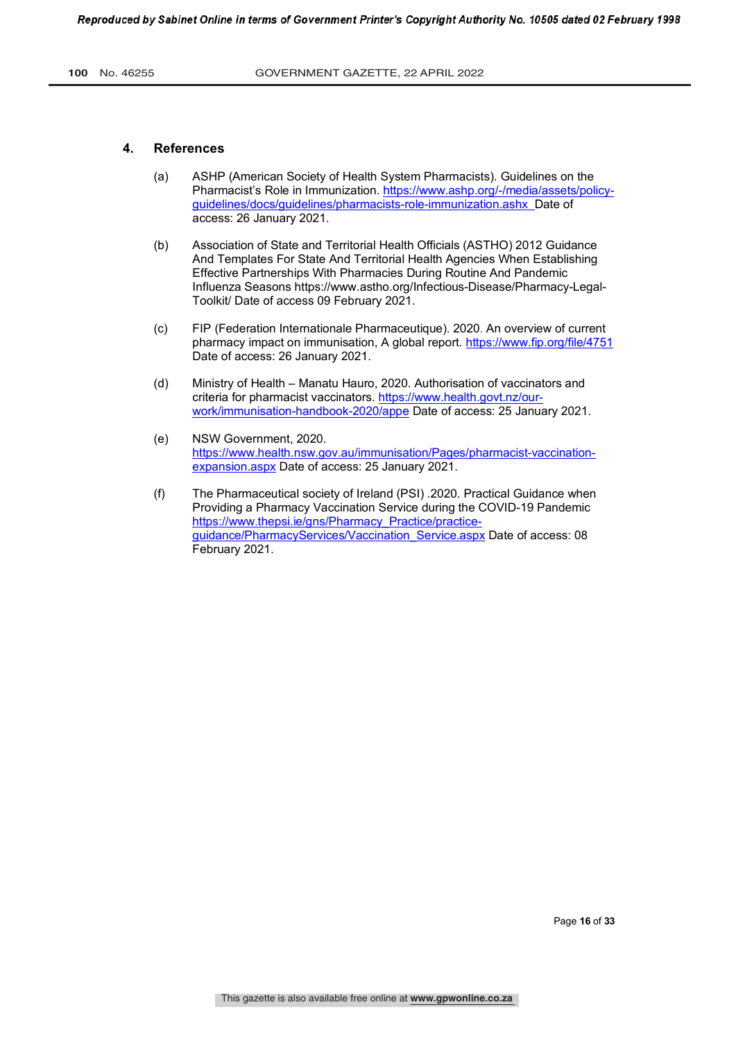## 4. References

(a) ASHP (American Society of Health System Pharmacists). Guidelines on the Pharmacist's Role in Immunization. https://www.ashp.org/-/media/assets/policy-guidelines/docs/guidelines/pharmacists-role-immunization.ashx Date of access: 26 January 2021.

(b) Association of State and Territorial Health Officials (ASTHO) 2012 Guidance And Templates For State And Territorial Health Agencies When Establishing Effective Partnerships With Pharmacies During Routine And Pandemic Influenza Seasons https://www.astho.org/Infectious-Disease/Pharmacy-Legal-Toolkit/ Date of access 09 February 2021.

(c) FIP (Federation Internationale Pharmaceutique). 2020. An overview of current pharmacy impact on immunisation, A global report. https://www.fip.org/file/4751 Date of access: 26 January 2021.

(d) Ministry of Health – Manatu Hauro, 2020. Authorisation of vaccinators and criteria for pharmacist vaccinators. https://www.health.govt.nz/our-work/immunisation-handbook-2020/appe Date of access: 25 January 2021.

(e) NSW Government, 2020. https://www.health.nsw.gov.au/immunisation/Pages/pharmacist-vaccination-expansion.aspx Date of access: 25 January 2021.

(f) The Pharmaceutical society of Ireland (PSI) .2020. Practical Guidance when Providing a Pharmacy Vaccination Service during the COVID-19 Pandemic https://www.thepsi.ie/gns/Pharmacy_Practice/practice-guidance/PharmacyServices/Vaccination_Service.aspx Date of access: 08 February 2021.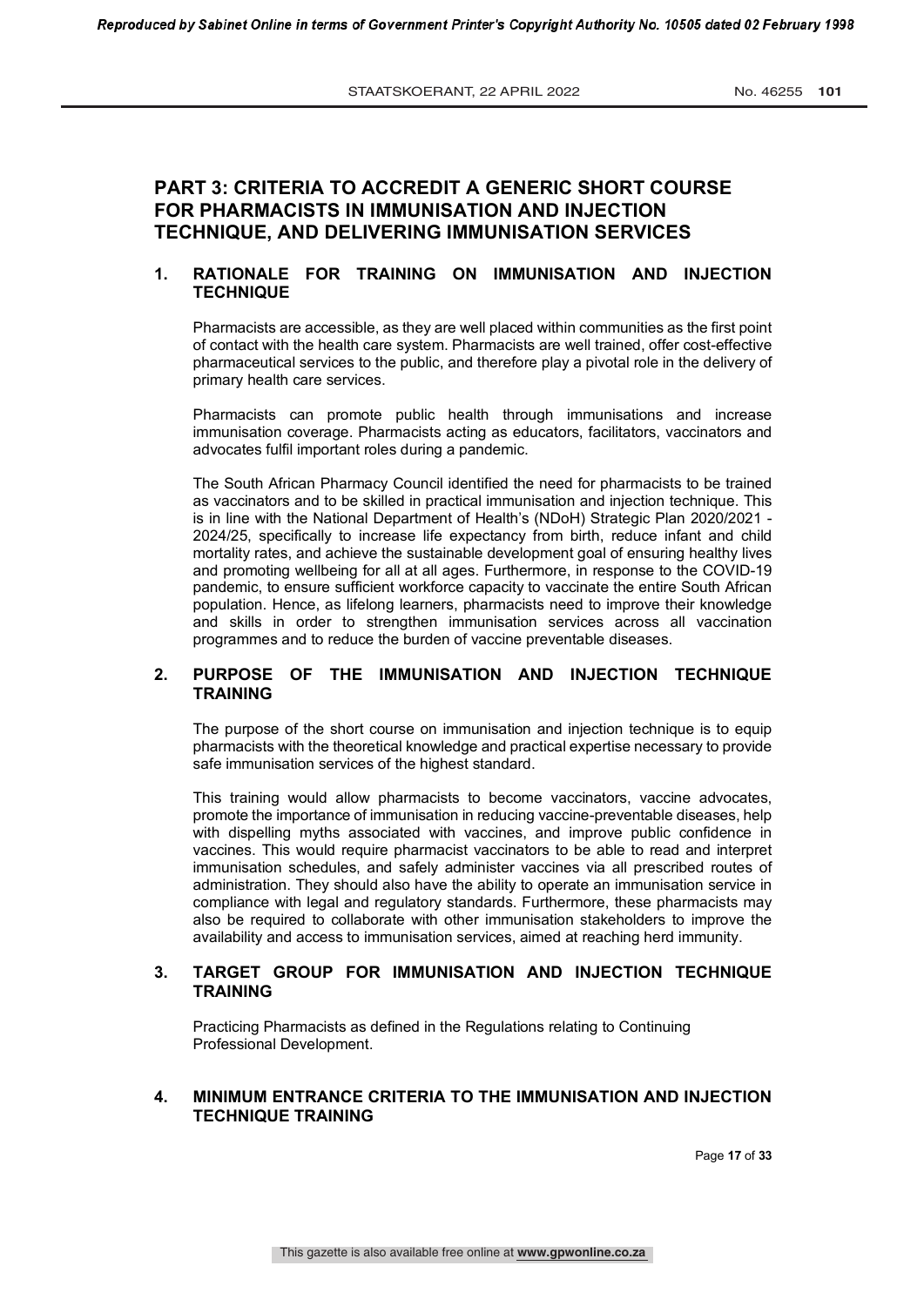## PART 3: CRITERIA TO ACCREDIT A GENERIC SHORT COURSE FOR PHARMACISTS IN IMMUNISATION AND INJECTION TECHNIQUE, AND DELIVERING IMMUNISATION SERVICES

### 1. RATIONALE FOR TRAINING ON IMMUNISATION AND INJECTION TECHNIQUE

Pharmacists are accessible, as they are well placed within communities as the first point of contact with the health care system. Pharmacists are well trained, offer cost-effective pharmaceutical services to the public, and therefore play a pivotal role in the delivery of primary health care services.

Pharmacists can promote public health through immunisations and increase immunisation coverage. Pharmacists acting as educators, facilitators, vaccinators and advocates fulfil important roles during a pandemic.

The South African Pharmacy Council identified the need for pharmacists to be trained as vaccinators and to be skilled in practical immunisation and injection technique. This is in line with the National Department of Health's (NDoH) Strategic Plan 2020/2021 - 2024/25, specifically to increase life expectancy from birth, reduce infant and child mortality rates, and achieve the sustainable development goal of ensuring healthy lives and promoting wellbeing for all at all ages. Furthermore, in response to the COVID-19 pandemic, to ensure sufficient workforce capacity to vaccinate the entire South African population. Hence, as lifelong learners, pharmacists need to improve their knowledge and skills in order to strengthen immunisation services across all vaccination programmes and to reduce the burden of vaccine preventable diseases.

### 2. PURPOSE OF THE IMMUNISATION AND INJECTION TECHNIQUE TRAINING

The purpose of the short course on immunisation and injection technique is to equip pharmacists with the theoretical knowledge and practical expertise necessary to provide safe immunisation services of the highest standard.

This training would allow pharmacists to become vaccinators, vaccine advocates, promote the importance of immunisation in reducing vaccine-preventable diseases, help with dispelling myths associated with vaccines, and improve public confidence in vaccines. This would require pharmacist vaccinators to be able to read and interpret immunisation schedules, and safely administer vaccines via all prescribed routes of administration. They should also have the ability to operate an immunisation service in compliance with legal and regulatory standards. Furthermore, these pharmacists may also be required to collaborate with other immunisation stakeholders to improve the availability and access to immunisation services, aimed at reaching herd immunity.

### 3. TARGET GROUP FOR IMMUNISATION AND INJECTION TECHNIQUE TRAINING

Practicing Pharmacists as defined in the Regulations relating to Continuing Professional Development.

### 4. MINIMUM ENTRANCE CRITERIA TO THE IMMUNISATION AND INJECTION TECHNIQUE TRAINING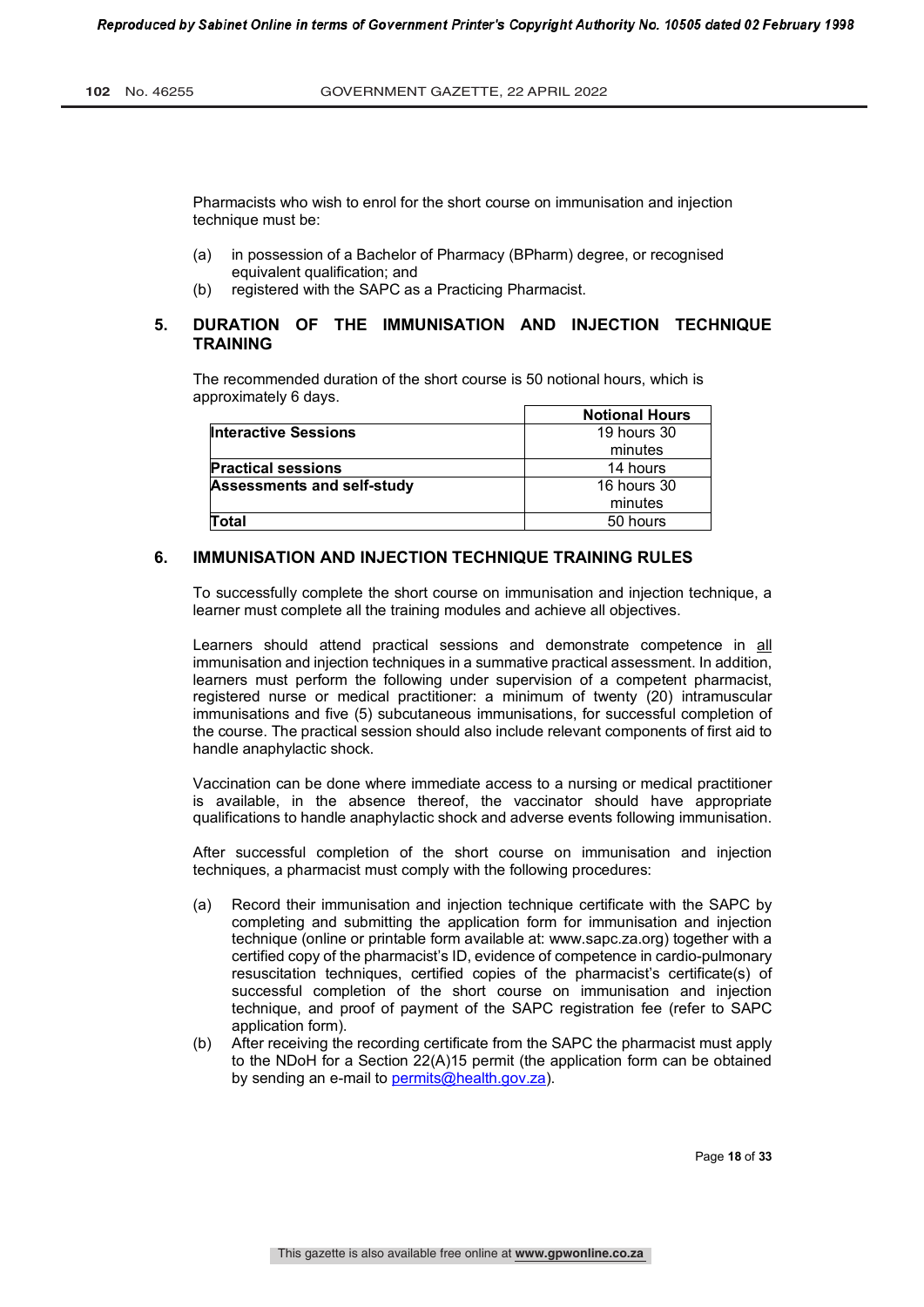Pharmacists who wish to enrol for the short course on immunisation and injection technique must be:

(a) in possession of a Bachelor of Pharmacy (BPharm) degree, or recognised equivalent qualification; and
(b) registered with the SAPC as a Practicing Pharmacist.

## 5. DURATION OF THE IMMUNISATION AND INJECTION TECHNIQUE TRAINING

The recommended duration of the short course is 50 notional hours, which is approximately 6 days.

| | **Notional Hours** |
|---|---|
| **Interactive Sessions** | 19 hours 30 minutes |
| **Practical sessions** | 14 hours |
| **Assessments and self-study** | 16 hours 30 minutes |
| **Total** | 50 hours |

## 6. IMMUNISATION AND INJECTION TECHNIQUE TRAINING RULES

To successfully complete the short course on immunisation and injection technique, a learner must complete all the training modules and achieve all objectives.

Learners should attend practical sessions and demonstrate competence in all immunisation and injection techniques in a summative practical assessment. In addition, learners must perform the following under supervision of a competent pharmacist, registered nurse or medical practitioner: a minimum of twenty (20) intramuscular immunisations and five (5) subcutaneous immunisations, for successful completion of the course. The practical session should also include relevant components of first aid to handle anaphylactic shock.

Vaccination can be done where immediate access to a nursing or medical practitioner is available, in the absence thereof, the vaccinator should have appropriate qualifications to handle anaphylactic shock and adverse events following immunisation.

After successful completion of the short course on immunisation and injection techniques, a pharmacist must comply with the following procedures:

(a) Record their immunisation and injection technique certificate with the SAPC by completing and submitting the application form for immunisation and injection technique (online or printable form available at: www.sapc.za.org) together with a certified copy of the pharmacist's ID, evidence of competence in cardio-pulmonary resuscitation techniques, certified copies of the pharmacist's certificate(s) of successful completion of the short course on immunisation and injection technique, and proof of payment of the SAPC registration fee (refer to SAPC application form).
(b) After receiving the recording certificate from the SAPC the pharmacist must apply to the NDoH for a Section 22(A)15 permit (the application form can be obtained by sending an e-mail to permits@health.gov.za).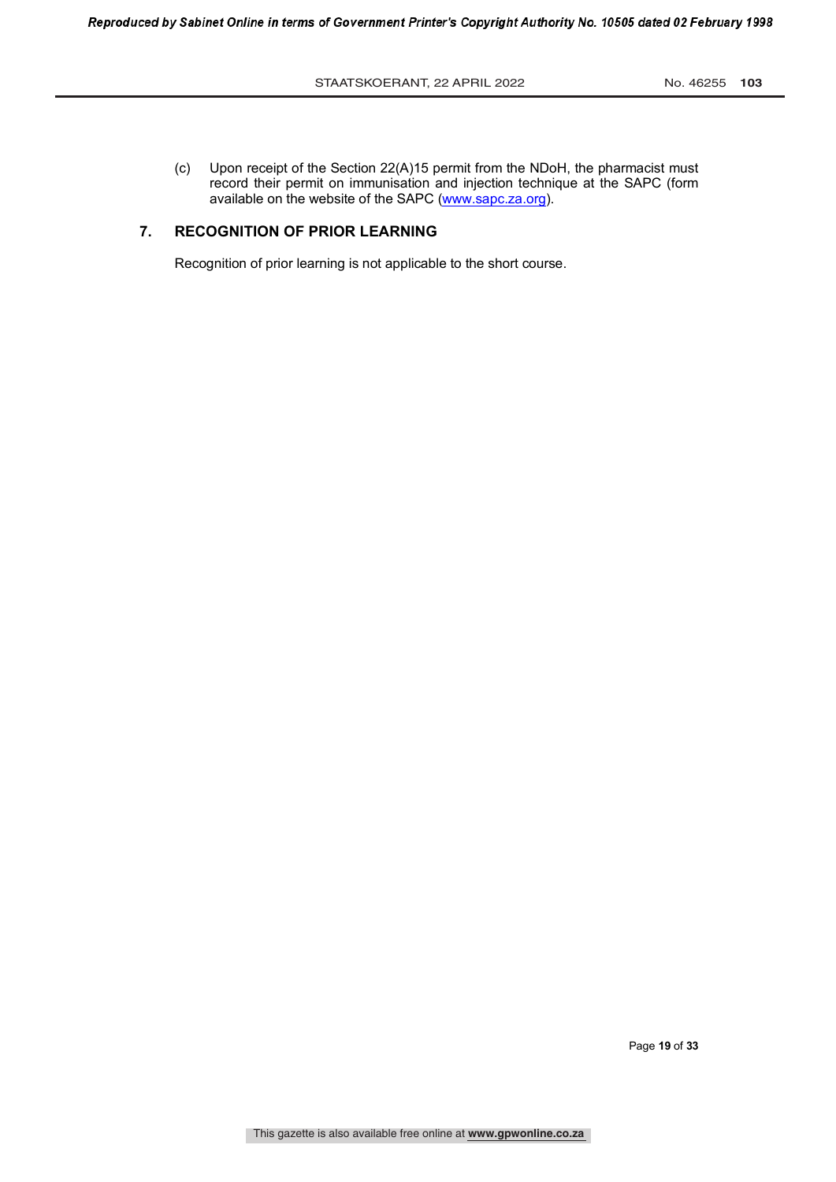(c) Upon receipt of the Section 22(A)15 permit from the NDoH, the pharmacist must record their permit on immunisation and injection technique at the SAPC (form available on the website of the SAPC (www.sapc.za.org).

## 7. RECOGNITION OF PRIOR LEARNING

Recognition of prior learning is not applicable to the short course.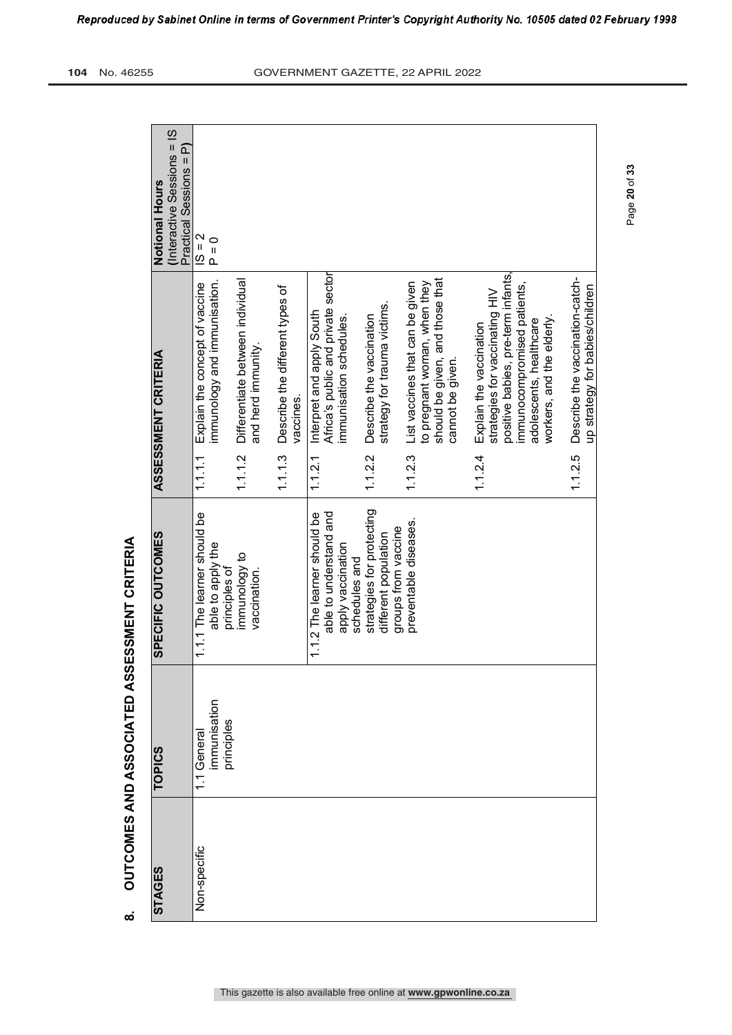## 8. OUTCOMES AND ASSOCIATED ASSESSMENT CRITERIA

| STAGES | TOPICS | SPECIFIC OUTCOMES | ASSESSMENT CRITERIA | Notional Hours (Interactive Sessions = IS Practical Sessions = P) |
|---|---|---|---|---|
| Non-specific | 1.1 General immunisation principles | 1.1.1 The learner should be able to apply the principles of immunology to vaccination. | 1.1.1.1 Explain the concept of vaccine immunology and immunisation. | IS = 2<br>P = 0 |
| | | | 1.1.1.2 Differentiate between individual and herd immunity. | |
| | | | 1.1.1.3 Describe the different types of vaccines. | |
| | | 1.1.2 The learner should be able to understand and apply vaccination schedules and strategies for protecting different population groups from vaccine preventable diseases. | 1.1.2.1 Interpret and apply South Africa's public and private sector immunisation schedules. | |
| | | | 1.1.2.2 Describe the vaccination strategy for trauma victims. | |
| | | | 1.1.2.3 List vaccines that can be given to pregnant woman, when they should be given, and those that cannot be given. | |
| | | | 1.1.2.4 Explain the vaccination strategies for vaccinating HIV positive babies, pre-term infants, immunocompromised patients, adolescents, healthcare workers, and the elderly. | |
| | | | 1.1.2.5 Describe the vaccination-catch-up strategy for babies/children | |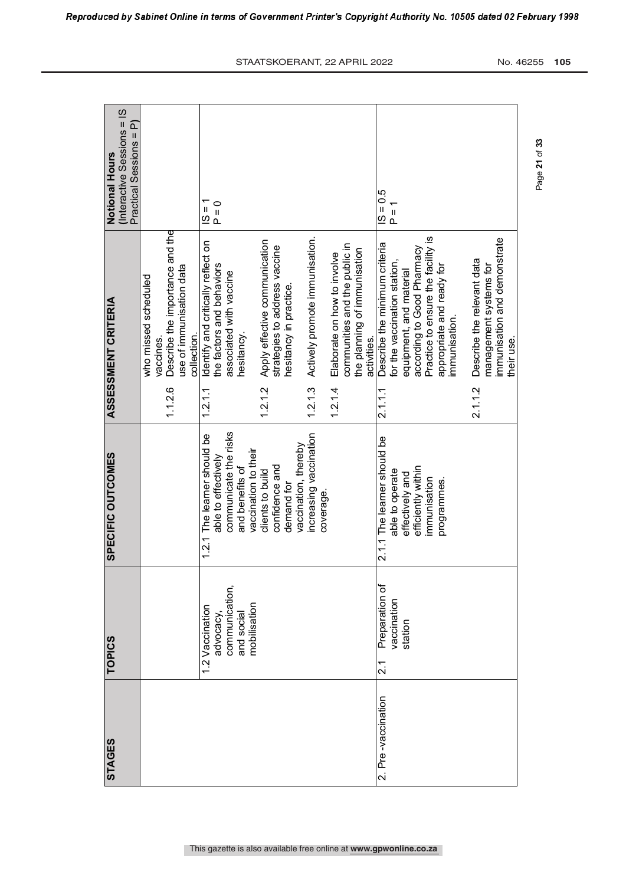| STAGES | TOPICS | SPECIFIC OUTCOMES | ASSESSMENT CRITERIA | Notional Hours (Interactive Sessions = IS Practical Sessions = P) |
|---|---|---|---|---|
| | | | who missed scheduled vaccines.<br>1.1.2.6 Describe the importance and the use of immunisation data collection. | |
| | 1.2 Vaccination advocacy, communication, and social mobilisation | 1.2.1 The learner should be able to effectively communicate the risks and benefits of vaccination to their clients to build confidence and demand for vaccination, thereby increasing vaccination coverage. | 1.2.1.1 Identify and critically reflect on the factors and behaviors associated with vaccine hesitancy.<br>1.2.1.2 Apply effective communication strategies to address vaccine hesitancy in practice.<br>1.2.1.3 Actively promote immunisation.<br>1.2.1.4 Elaborate on how to involve communities and the public in the planning of immunisation activities. | IS = 1<br>P = 0 |
| 2. Pre -vaccination | 2.1 Preparation of vaccination station | 2.1.1 The learner should be able to operate effectively and efficiently within immunisation programmes. | 2.1.1.1 Describe the minimum criteria for the vaccination station, equipment, and material according to Good Pharmacy Practice to ensure the facility is appropriate and ready for immunisation.<br>2.1.1.2 Describe the relevant data management systems for immunisation and demonstrate their use. | IS = 0.5<br>P = 1 |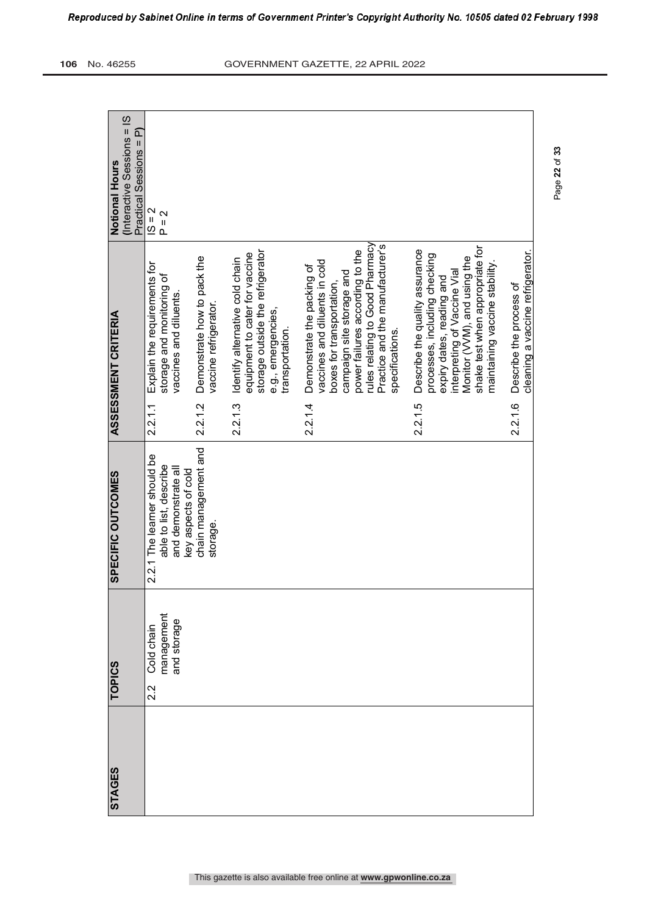| STAGES | TOPICS | SPECIFIC OUTCOMES | ASSESSMENT CRITERIA | Notional Hours (Interactive Sessions = IS Practical Sessions = P) |
|---|---|---|---|---|
| | 2.2 Cold chain management and storage | 2.2.1 The learner should be able to list, describe and demonstrate all key aspects of cold chain management and storage. | 2.2.1.1 Explain the requirements for storage and monitoring of vaccines and diluents. | IS = 2<br>P = 2 |
| | | | 2.2.1.2 Demonstrate how to pack the vaccine refrigerator. | |
| | | | 2.2.1.3 Identify alternative cold chain equipment to cater for vaccine storage outside the refrigerator e.g., emergencies, transportation. | |
| | | | 2.2.1.4 Demonstrate the packing of vaccines and diluents in cold boxes for transportation, campaign site storage and power failures according to the rules relating to Good Pharmacy Practice and the manufacturer's specifications. | |
| | | | 2.2.1.5 Describe the quality assurance processes, including checking expiry dates, reading and interpreting of Vaccine Vial Monitor (VVM), and using the shake test when appropriate for maintaining vaccine stability. | |
| | | | 2.2.1.6 Describe the process of cleaning a vaccine refrigerator. | |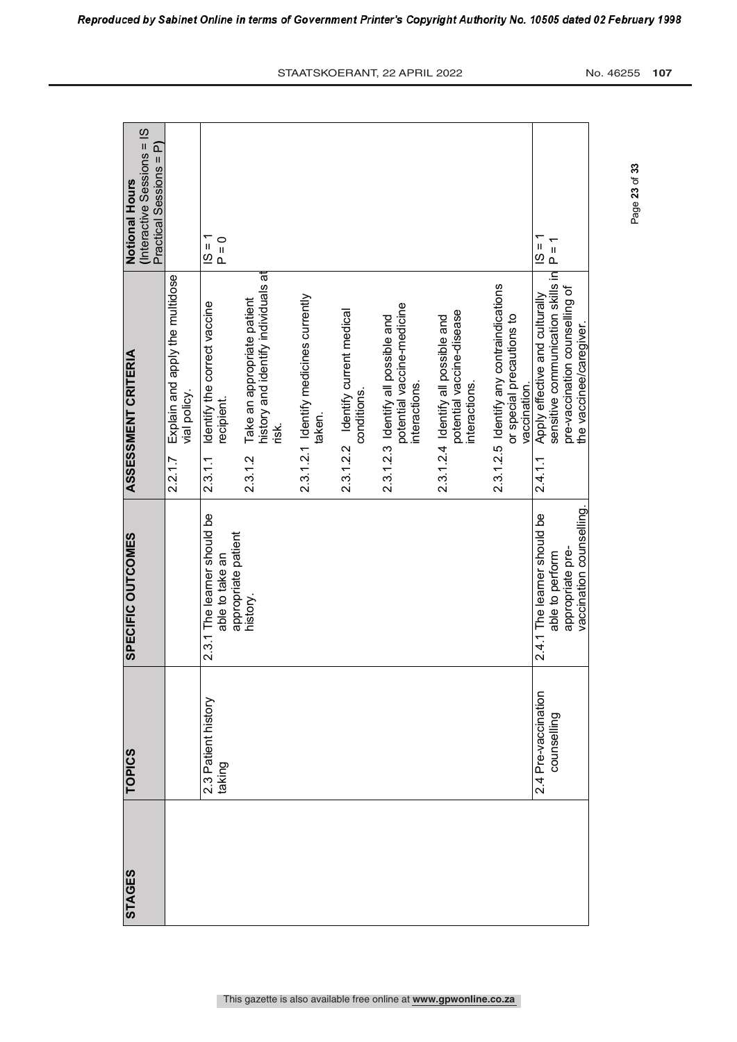| STAGES | TOPICS | SPECIFIC OUTCOMES | ASSESSMENT CRITERIA | Notional Hours (Interactive Sessions = IS Practical Sessions = P) |
|---|---|---|---|---|
| | | | 2.2.1.7 Explain and apply the multidose vial policy. | |
| | 2.3 Patient history taking | 2.3.1 The learner should be able to take an appropriate patient history. | 2.3.1.1 Identify the correct vaccine recipient.<br>2.3.1.2 Take an appropriate patient history and identify individuals at risk.<br>2.3.1.2.1 Identify medicines currently taken.<br>2.3.1.2.2 Identify current medical conditions.<br>2.3.1.2.3 Identify all possible and potential vaccine-medicine interactions.<br>2.3.1.2.4 Identify all possible and potential vaccine-disease interactions.<br>2.3.1.2.5 Identify any contraindications or special precautions to vaccination. | IS = 1<br>P = 0 |
| | 2.4 Pre-vaccination counselling | 2.4.1 The learner should be able to perform appropriate pre-vaccination counselling. | 2.4.1.1 Apply effective and culturally sensitive communication skills in pre-vaccination counselling of the vaccinee/caregiver. | IS = 1<br>P = 1 |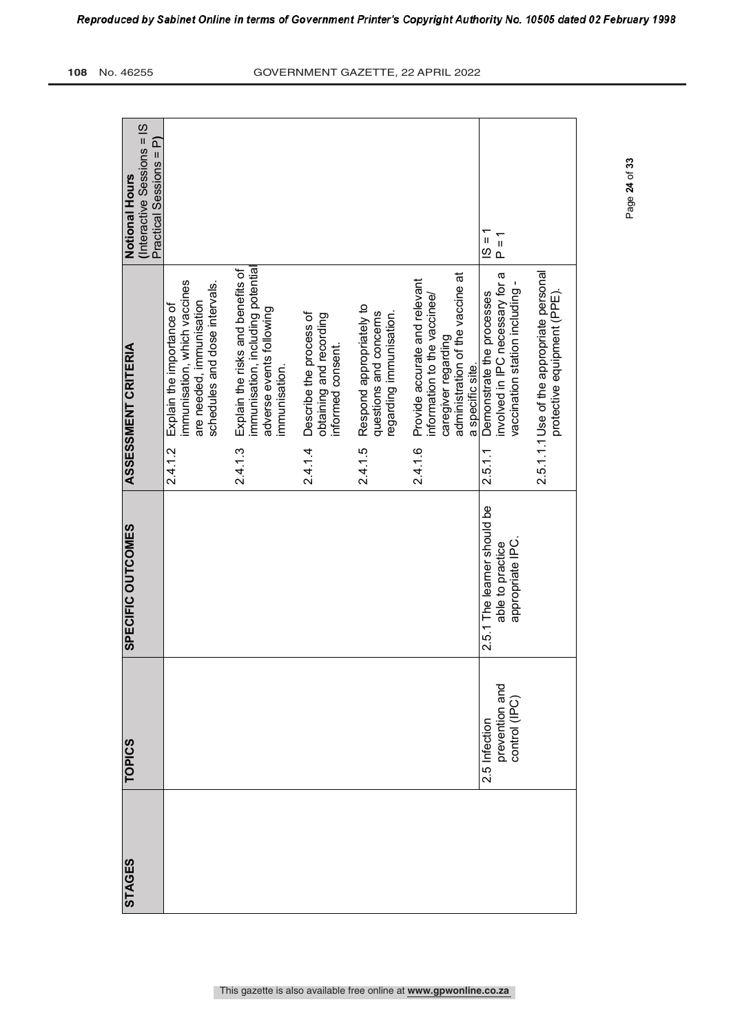| STAGES | TOPICS | SPECIFIC OUTCOMES | ASSESSMENT CRITERIA | Notional Hours (Interactive Sessions = IS Practical Sessions = P) |
|---|---|---|---|---|
| | | | 2.4.1.2 Explain the importance of immunisation, which vaccines are needed, immunisation schedules and dose intervals.<br>2.4.1.3 Explain the risks and benefits of immunisation, including potential adverse events following immunisation.<br>2.4.1.4 Describe the process of obtaining and recording informed consent.<br>2.4.1.5 Respond appropriately to questions and concerns regarding immunisation.<br>2.4.1.6 Provide accurate and relevant information to the vaccinee/ caregiver regarding administration of the vaccine at a specific site. | |
| | 2.5 Infection prevention and control (IPC) | 2.5.1 The learner should be able to practice appropriate IPC. | 2.5.1.1 Demonstrate the processes involved in IPC necessary for a vaccination station including -<br>2.5.1.1.1 Use of the appropriate personal protective equipment (PPE). | IS = 1<br>P = 1 |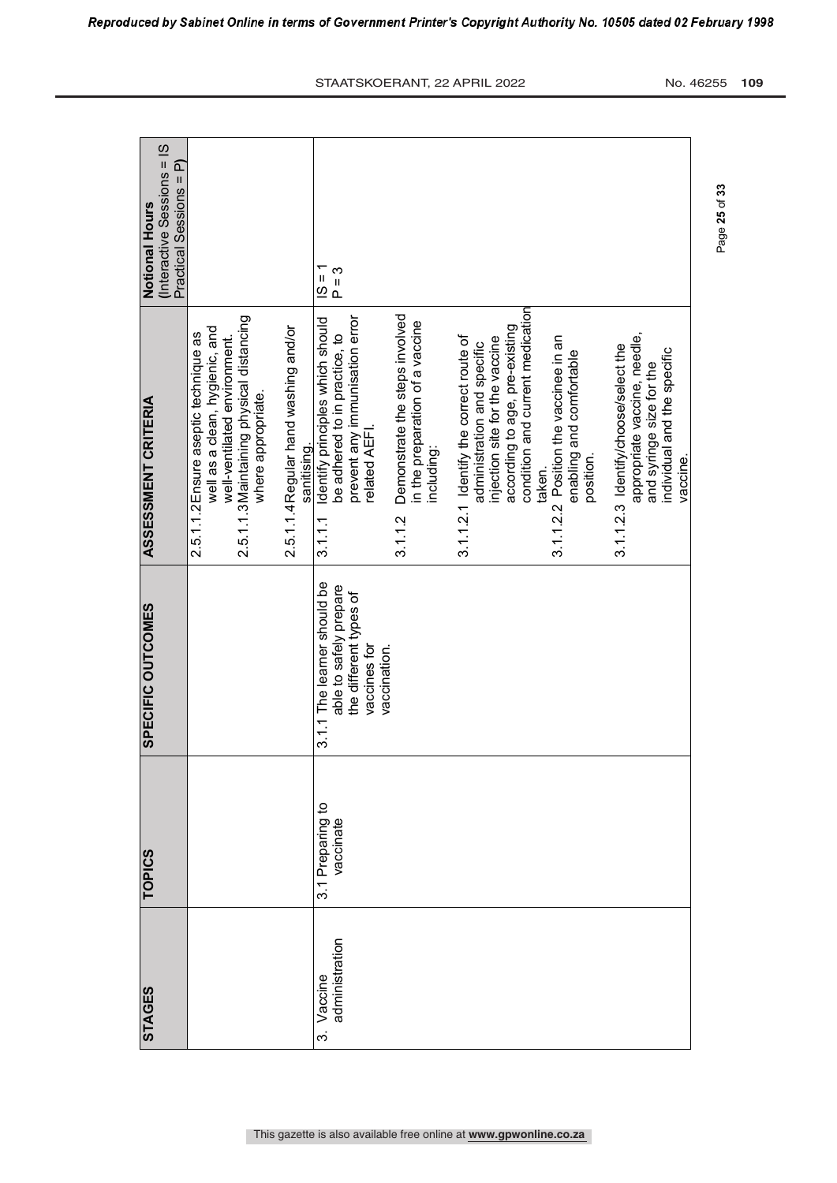| STAGES | TOPICS | SPECIFIC OUTCOMES | ASSESSMENT CRITERIA | Notional Hours (Interactive Sessions = IS Practical Sessions = P) |
|---|---|---|---|---|
| | | | 2.5.1.1.2 Ensure aseptic technique as well as a clean, hygienic, and well-ventilated environment.<br>2.5.1.1.3 Maintaining physical distancing where appropriate.<br>2.5.1.1.4 Regular hand washing and/or sanitising. | |
| 3. Vaccine administration | 3.1 Preparing to vaccinate | 3.1.1 The learner should be able to safely prepare the different types of vaccines for vaccination. | 3.1.1.1 Identify principles which should be adhered to in practice, to prevent any immunisation error related AEFI.<br>3.1.1.2 Demonstrate the steps involved in the preparation of a vaccine including:<br>3.1.1.2.1 Identify the correct route of administration and specific injection site for the vaccine according to age, pre-existing condition and current medication taken.<br>3.1.1.2.2 Position the vaccinee in an enabling and comfortable position.<br>3.1.1.2.3 Identify/choose/select the appropriate vaccine, needle, and syringe size for the individual and the specific vaccine. | IS = 1<br>P = 3 |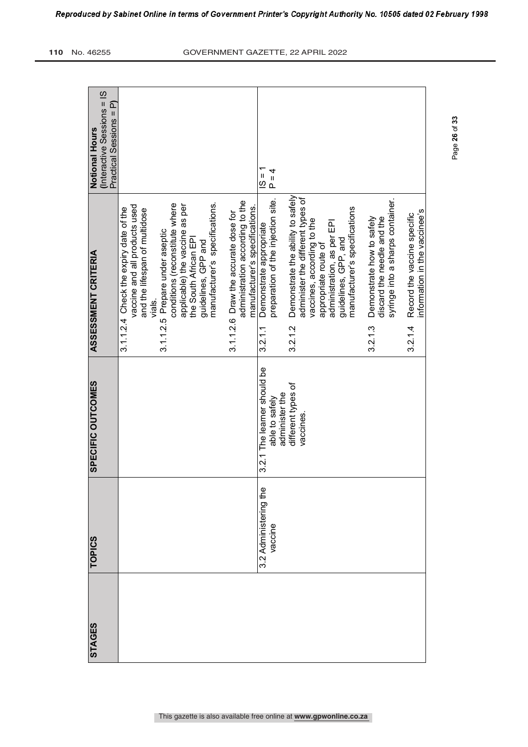| STAGES | TOPICS | SPECIFIC OUTCOMES | ASSESSMENT CRITERIA | Notional Hours (Interactive Sessions = IS Practical Sessions = P) |
|---|---|---|---|---|
| | | | 3.1.1.2.4 Check the expiry date of the vaccine and all products used and the lifespan of multidose vials.<br>3.1.1.2.5 Prepare under aseptic conditions (reconstitute where applicable) the vaccine as per the South African EPI guidelines, GPP and manufacturer's specifications.<br>3.1.1.2.6 Draw the accurate dose for administration according to the manufacturer's specifications. | |
| | 3.2 Administering the vaccine | 3.2.1 The learner should be able to safely administer the different types of vaccines. | 3.2.1.1 Demonstrate appropriate preparation of the injection site.<br>3.2.1.2 Demonstrate the ability to safely administer the different types of vaccines, according to the appropriate route of administration, as per EPI guidelines, GPP, and manufacturer's specifications<br>3.2.1.3 Demonstrate how to safely discard the needle and the syringe into a sharps container.<br>3.2.1.4 Record the vaccine specific information in the vaccinee's | IS = 1<br>P = 4 |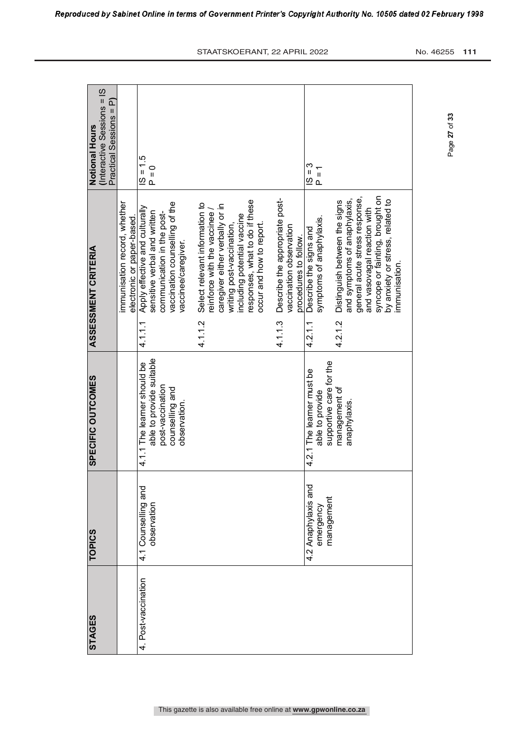| STAGES | TOPICS | SPECIFIC OUTCOMES | ASSESSMENT CRITERIA | | Notional Hours (Interactive Sessions = IS Practical Sessions = P) |
|---|---|---|---|---|---|
| | | | | immunisation record, whether electronic or paper-based. | |
| 4. Post-vaccination | 4.1 Counselling and observation | 4.1.1 The learner should be able to provide suitable post-vaccination counselling and observation. | 4.1.1.1 | Apply effective and culturally sensitive verbal and written communication in the post-vaccination counselling of the vaccinee/caregiver. | IS = 1.5<br>P = 0 |
| | | | 4.1.1.2 | Select relevant information to reinforce with the vaccinee / caregiver either verbally or in writing post-vaccination, including potential vaccine responses, what to do if these occur and how to report. | |
| | | | 4.1.1.3 | Describe the appropriate post-vaccination observation procedures to follow. | |
| | 4.2 Anaphylaxis and emergency management | 4.2.1 The learner must be able to provide supportive care for the management of anaphylaxis. | 4.2.1.1 | Describe the signs and symptoms of anaphylaxis. | IS = 3<br>P = 1 |
| | | | 4.2.1.2 | Distinguish between the signs and symptoms of anaphylaxis, general acute stress response, and vasovagal reaction with syncope or fainting, brought on by anxiety or stress, related to immunisation. | |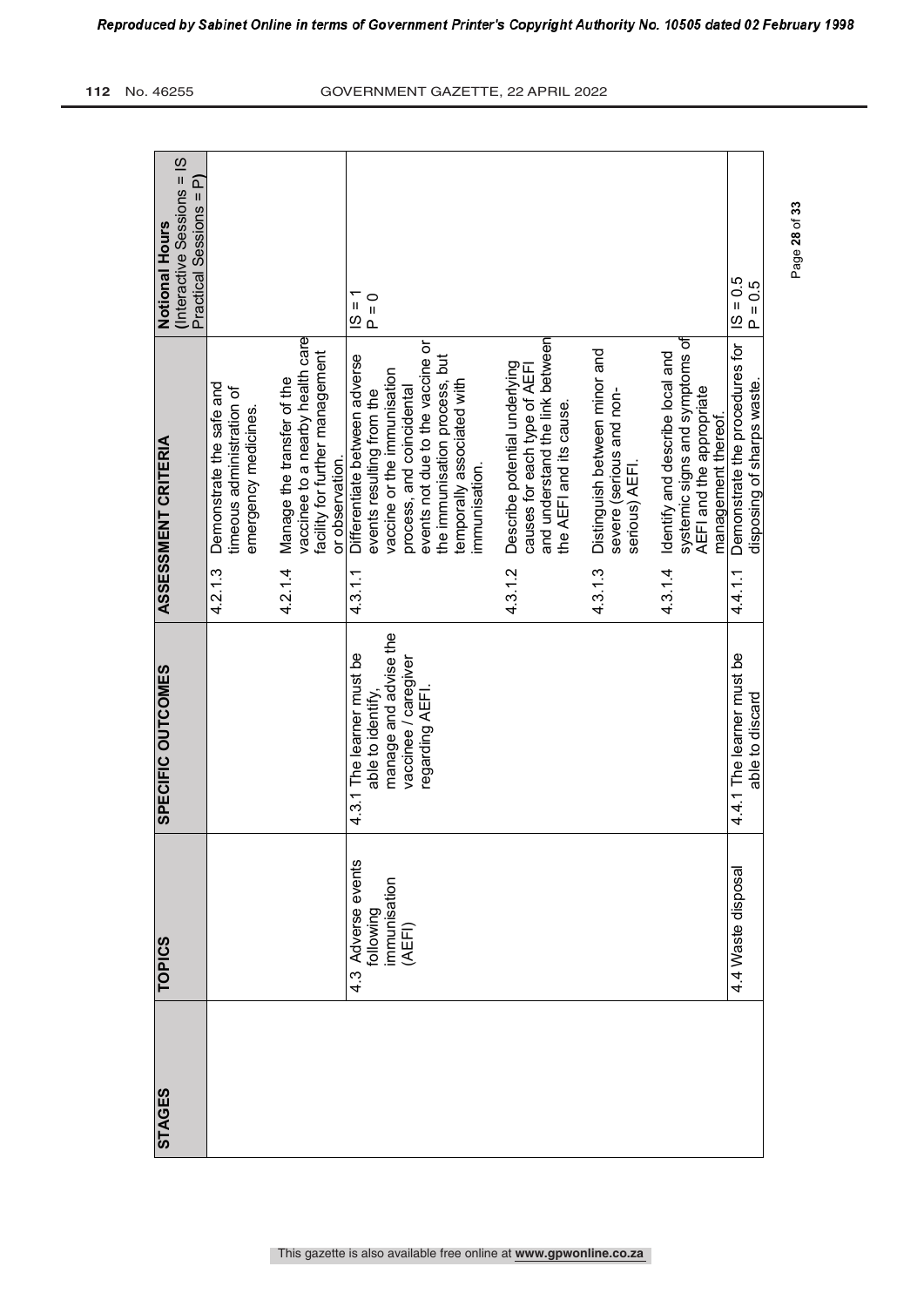| STAGES | TOPICS | SPECIFIC OUTCOMES | ASSESSMENT CRITERIA | Notional Hours (Interactive Sessions = IS Practical Sessions = P) |
|---|---|---|---|---|
| | | | 4.2.1.3 Demonstrate the safe and timeous administration of emergency medicines. | |
| | | | 4.2.1.4 Manage the transfer of the vaccinee to a nearby health care facility for further management or observation. | |
| | 4.3 Adverse events following immunisation (AEFI) | 4.3.1 The learner must be able to identify, manage and advise the vaccinee / caregiver regarding AEFI. | 4.3.1.1 Differentiate between adverse events resulting from the vaccine or the immunisation process, and coincidental events not due to the vaccine or the immunisation process, but temporally associated with immunisation. | IS = 1<br>P = 0 |
| | | | 4.3.1.2 Describe potential underlying causes for each type of AEFI and understand the link between the AEFI and its cause. | |
| | | | 4.3.1.3 Distinguish between minor and severe (serious and non-serious) AEFI. | |
| | | | 4.3.1.4 Identify and describe local and systemic signs and symptoms of AEFI and the appropriate management thereof. | |
| | 4.4 Waste disposal | 4.4.1 The learner must be able to discard | 4.4.1.1 Demonstrate the procedures for disposing of sharps waste. | IS = 0.5<br>P = 0.5 |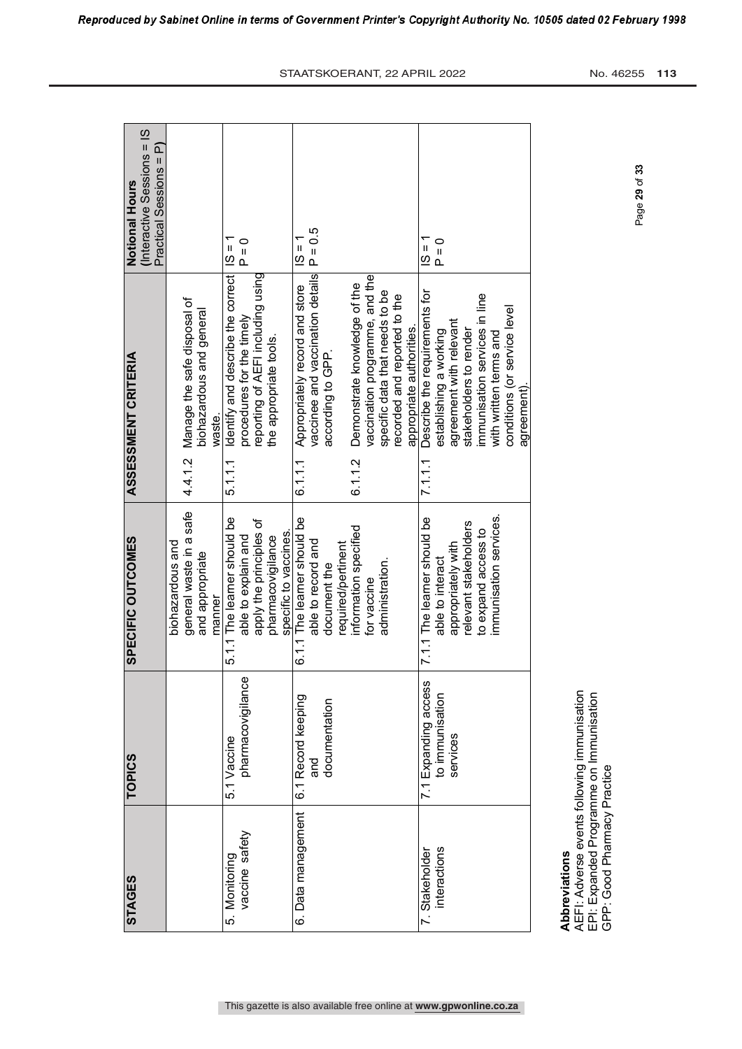| STAGES | TOPICS | SPECIFIC OUTCOMES | ASSESSMENT CRITERIA | Notional Hours (Interactive Sessions = IS Practical Sessions = P) |
|---|---|---|---|---|
| | | biohazardous and general waste in a safe and appropriate manner | 4.4.1.2 Manage the safe disposal of biohazardous and general waste. | |
| 5. Monitoring vaccine safety | 5.1 Vaccine pharmacovigilance | 5.1.1 The learner should be able to explain and apply the principles of pharmacovigilance specific to vaccines. | 5.1.1.1 Identify and describe the correct procedures for the timely reporting of AEFI including using the appropriate tools. | IS = 1<br>P = 0 |
| 6. Data management | 6.1 Record keeping and documentation | 6.1.1 The learner should be able to record and document the required/pertinent information specified for vaccine administration. | 6.1.1.1 Appropriately record and store vaccinee and vaccination details according to GPP.<br><br>6.1.1.2 Demonstrate knowledge of the vaccination programme, and the specific data that needs to be recorded and reported to the appropriate authorities. | IS = 1<br>P = 0.5 |
| 7. Stakeholder interactions | 7.1 Expanding access to immunisation services | 7.1.1 The learner should be able to interact appropriately with relevant stakeholders to expand access to immunisation services. | 7.1.1.1 Describe the requirements for establishing a working agreement with relevant stakeholders to render immunisation services in line with written terms and conditions (or service level agreement). | IS = 1<br>P = 0 |

**Abbreviations**
AEFI: Adverse events following immunisation
EPI: Expanded Programme on Immunisation
GPP: Good Pharmacy Practice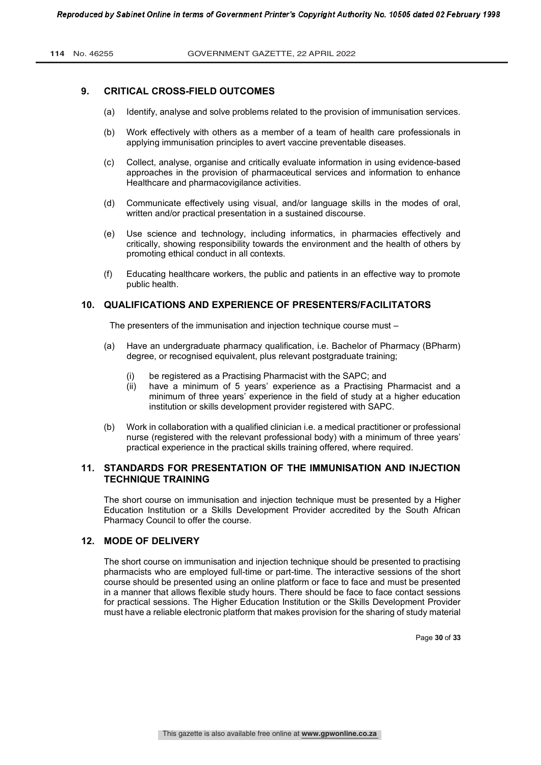## 9. CRITICAL CROSS-FIELD OUTCOMES

(a) Identify, analyse and solve problems related to the provision of immunisation services.

(b) Work effectively with others as a member of a team of health care professionals in applying immunisation principles to avert vaccine preventable diseases.

(c) Collect, analyse, organise and critically evaluate information in using evidence-based approaches in the provision of pharmaceutical services and information to enhance Healthcare and pharmacovigilance activities.

(d) Communicate effectively using visual, and/or language skills in the modes of oral, written and/or practical presentation in a sustained discourse.

(e) Use science and technology, including informatics, in pharmacies effectively and critically, showing responsibility towards the environment and the health of others by promoting ethical conduct in all contexts.

(f) Educating healthcare workers, the public and patients in an effective way to promote public health.

## 10. QUALIFICATIONS AND EXPERIENCE OF PRESENTERS/FACILITATORS

The presenters of the immunisation and injection technique course must –

(a) Have an undergraduate pharmacy qualification, i.e. Bachelor of Pharmacy (BPharm) degree, or recognised equivalent, plus relevant postgraduate training;

   (i) be registered as a Practising Pharmacist with the SAPC; and
   (ii) have a minimum of 5 years' experience as a Practising Pharmacist and a minimum of three years' experience in the field of study at a higher education institution or skills development provider registered with SAPC.

(b) Work in collaboration with a qualified clinician i.e. a medical practitioner or professional nurse (registered with the relevant professional body) with a minimum of three years' practical experience in the practical skills training offered, where required.

## 11. STANDARDS FOR PRESENTATION OF THE IMMUNISATION AND INJECTION TECHNIQUE TRAINING

The short course on immunisation and injection technique must be presented by a Higher Education Institution or a Skills Development Provider accredited by the South African Pharmacy Council to offer the course.

## 12. MODE OF DELIVERY

The short course on immunisation and injection technique should be presented to practising pharmacists who are employed full-time or part-time. The interactive sessions of the short course should be presented using an online platform or face to face and must be presented in a manner that allows flexible study hours. There should be face to face contact sessions for practical sessions. The Higher Education Institution or the Skills Development Provider must have a reliable electronic platform that makes provision for the sharing of study material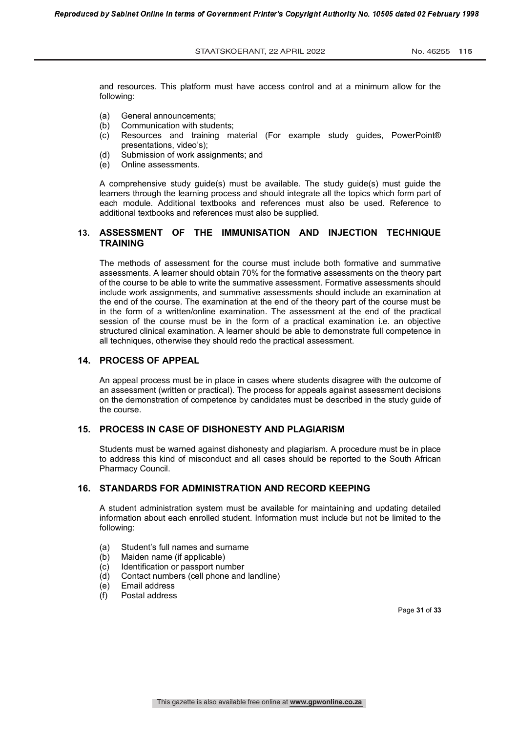and resources. This platform must have access control and at a minimum allow for the following:

(a) General announcements;
(b) Communication with students;
(c) Resources and training material (For example study guides, PowerPoint® presentations, video's);
(d) Submission of work assignments; and
(e) Online assessments.

A comprehensive study guide(s) must be available. The study guide(s) must guide the learners through the learning process and should integrate all the topics which form part of each module. Additional textbooks and references must also be used. Reference to additional textbooks and references must also be supplied.

## 13. ASSESSMENT OF THE IMMUNISATION AND INJECTION TECHNIQUE TRAINING

The methods of assessment for the course must include both formative and summative assessments. A learner should obtain 70% for the formative assessments on the theory part of the course to be able to write the summative assessment. Formative assessments should include work assignments, and summative assessments should include an examination at the end of the course. The examination at the end of the theory part of the course must be in the form of a written/online examination. The assessment at the end of the practical session of the course must be in the form of a practical examination i.e. an objective structured clinical examination. A learner should be able to demonstrate full competence in all techniques, otherwise they should redo the practical assessment.

## 14. PROCESS OF APPEAL

An appeal process must be in place in cases where students disagree with the outcome of an assessment (written or practical). The process for appeals against assessment decisions on the demonstration of competence by candidates must be described in the study guide of the course.

## 15. PROCESS IN CASE OF DISHONESTY AND PLAGIARISM

Students must be warned against dishonesty and plagiarism. A procedure must be in place to address this kind of misconduct and all cases should be reported to the South African Pharmacy Council.

## 16. STANDARDS FOR ADMINISTRATION AND RECORD KEEPING

A student administration system must be available for maintaining and updating detailed information about each enrolled student. Information must include but not be limited to the following:

(a) Student's full names and surname
(b) Maiden name (if applicable)
(c) Identification or passport number
(d) Contact numbers (cell phone and landline)
(e) Email address
(f) Postal address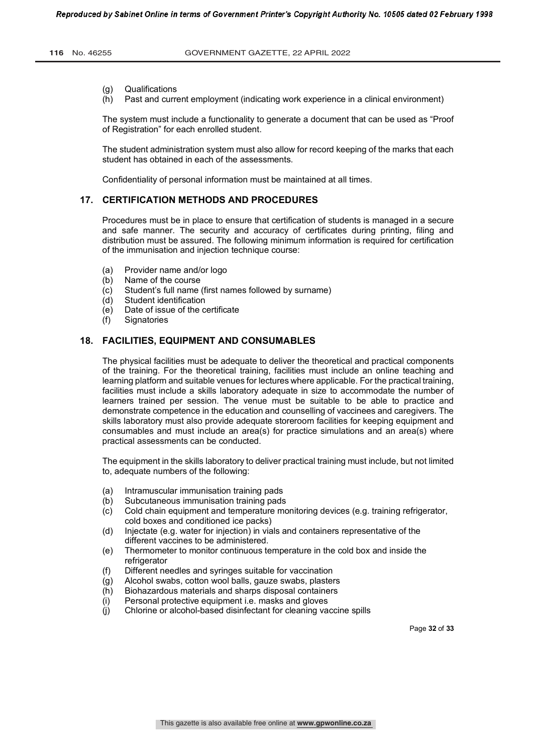(g) Qualifications
(h) Past and current employment (indicating work experience in a clinical environment)

The system must include a functionality to generate a document that can be used as "Proof of Registration" for each enrolled student.

The student administration system must also allow for record keeping of the marks that each student has obtained in each of the assessments.

Confidentiality of personal information must be maintained at all times.

## 17. CERTIFICATION METHODS AND PROCEDURES

Procedures must be in place to ensure that certification of students is managed in a secure and safe manner. The security and accuracy of certificates during printing, filing and distribution must be assured. The following minimum information is required for certification of the immunisation and injection technique course:

(a) Provider name and/or logo
(b) Name of the course
(c) Student's full name (first names followed by surname)
(d) Student identification
(e) Date of issue of the certificate
(f) Signatories

## 18. FACILITIES, EQUIPMENT AND CONSUMABLES

The physical facilities must be adequate to deliver the theoretical and practical components of the training. For the theoretical training, facilities must include an online teaching and learning platform and suitable venues for lectures where applicable. For the practical training, facilities must include a skills laboratory adequate in size to accommodate the number of learners trained per session. The venue must be suitable to be able to practice and demonstrate competence in the education and counselling of vaccinees and caregivers. The skills laboratory must also provide adequate storeroom facilities for keeping equipment and consumables and must include an area(s) for practice simulations and an area(s) where practical assessments can be conducted.

The equipment in the skills laboratory to deliver practical training must include, but not limited to, adequate numbers of the following:

(a) Intramuscular immunisation training pads
(b) Subcutaneous immunisation training pads
(c) Cold chain equipment and temperature monitoring devices (e.g. training refrigerator, cold boxes and conditioned ice packs)
(d) Injectate (e.g. water for injection) in vials and containers representative of the different vaccines to be administered.
(e) Thermometer to monitor continuous temperature in the cold box and inside the refrigerator
(f) Different needles and syringes suitable for vaccination
(g) Alcohol swabs, cotton wool balls, gauze swabs, plasters
(h) Biohazardous materials and sharps disposal containers
(i) Personal protective equipment i.e. masks and gloves
(j) Chlorine or alcohol-based disinfectant for cleaning vaccine spills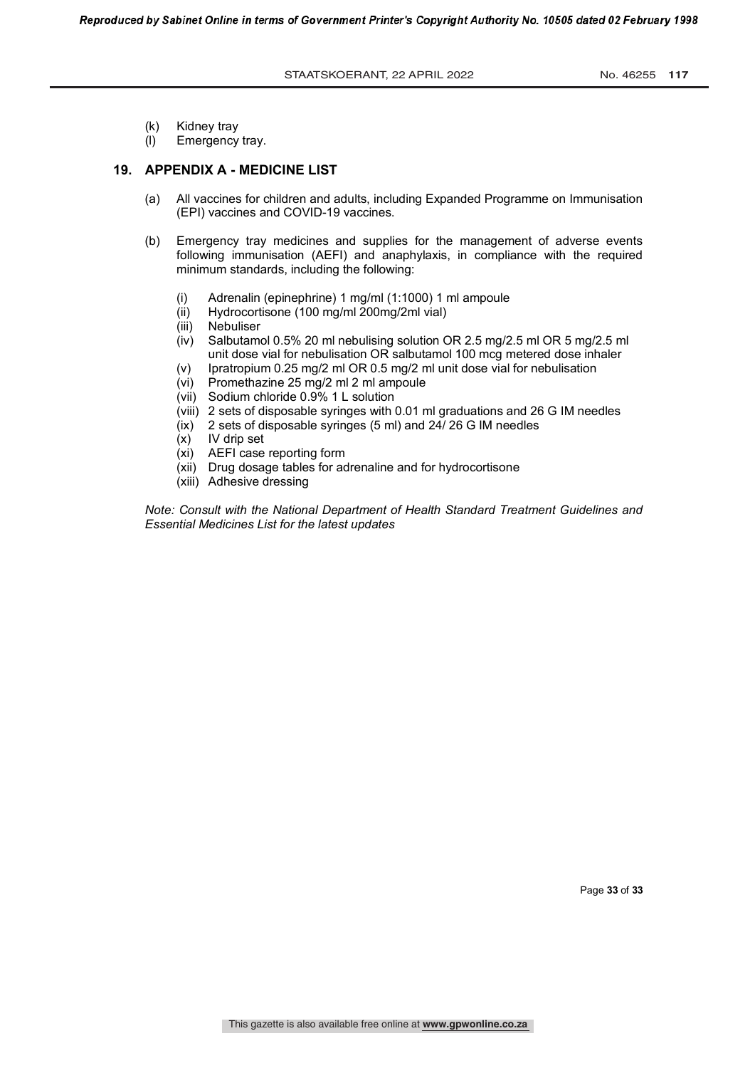(k) Kidney tray
(l) Emergency tray.

## 19. APPENDIX A - MEDICINE LIST

(a) All vaccines for children and adults, including Expanded Programme on Immunisation (EPI) vaccines and COVID-19 vaccines.

(b) Emergency tray medicines and supplies for the management of adverse events following immunisation (AEFI) and anaphylaxis, in compliance with the required minimum standards, including the following:

(i) Adrenalin (epinephrine) 1 mg/ml (1:1000) 1 ml ampoule
(ii) Hydrocortisone (100 mg/ml 200mg/2ml vial)
(iii) Nebuliser
(iv) Salbutamol 0.5% 20 ml nebulising solution OR 2.5 mg/2.5 ml OR 5 mg/2.5 ml unit dose vial for nebulisation OR salbutamol 100 mcg metered dose inhaler
(v) Ipratropium 0.25 mg/2 ml OR 0.5 mg/2 ml unit dose vial for nebulisation
(vi) Promethazine 25 mg/2 ml 2 ml ampoule
(vii) Sodium chloride 0.9% 1 L solution
(viii) 2 sets of disposable syringes with 0.01 ml graduations and 26 G IM needles
(ix) 2 sets of disposable syringes (5 ml) and 24/ 26 G IM needles
(x) IV drip set
(xi) AEFI case reporting form
(xii) Drug dosage tables for adrenaline and for hydrocortisone
(xiii) Adhesive dressing

*Note: Consult with the National Department of Health Standard Treatment Guidelines and Essential Medicines List for the latest updates*